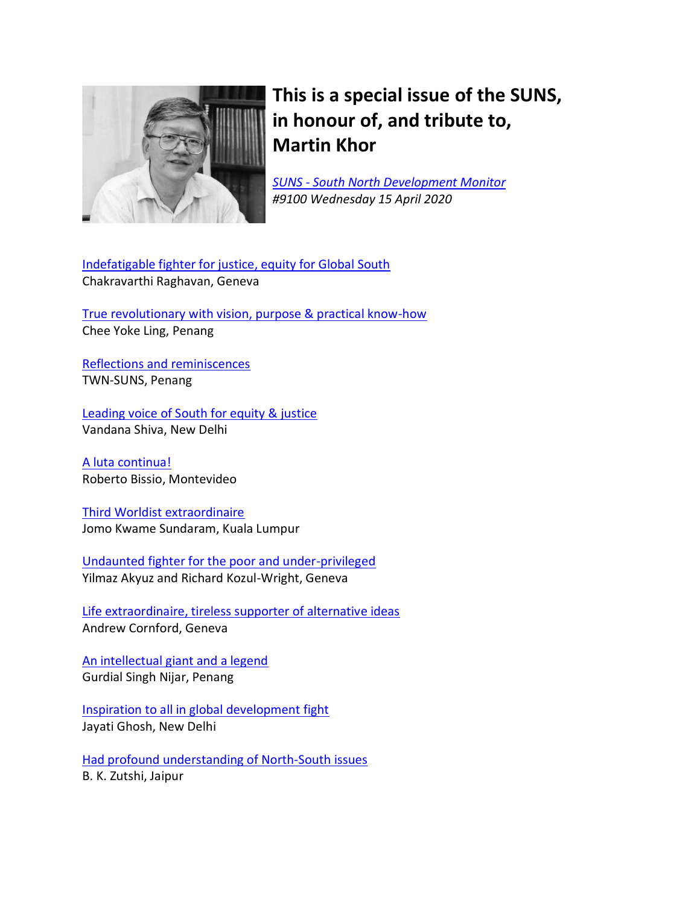# This is a special issue of the SUNS, in honour of, and tribute to, Martin Khor

*SUNS - South North Development Monitor*
*#9100 Wednesday 15 April 2020*

Indefatigable fighter for justice, equity for Global South
Chakravarthi Raghavan, Geneva

True revolutionary with vision, purpose & practical know-how
Chee Yoke Ling, Penang

Reflections and reminiscences
TWN-SUNS, Penang

Leading voice of South for equity & justice
Vandana Shiva, New Delhi

A luta continua!
Roberto Bissio, Montevideo

Third Worldist extraordinaire
Jomo Kwame Sundaram, Kuala Lumpur

Undaunted fighter for the poor and under-privileged
Yilmaz Akyuz and Richard Kozul-Wright, Geneva

Life extraordinaire, tireless supporter of alternative ideas
Andrew Cornford, Geneva

An intellectual giant and a legend
Gurdial Singh Nijar, Penang

Inspiration to all in global development fight
Jayati Ghosh, New Delhi

Had profound understanding of North-South issues
B. K. Zutshi, Jaipur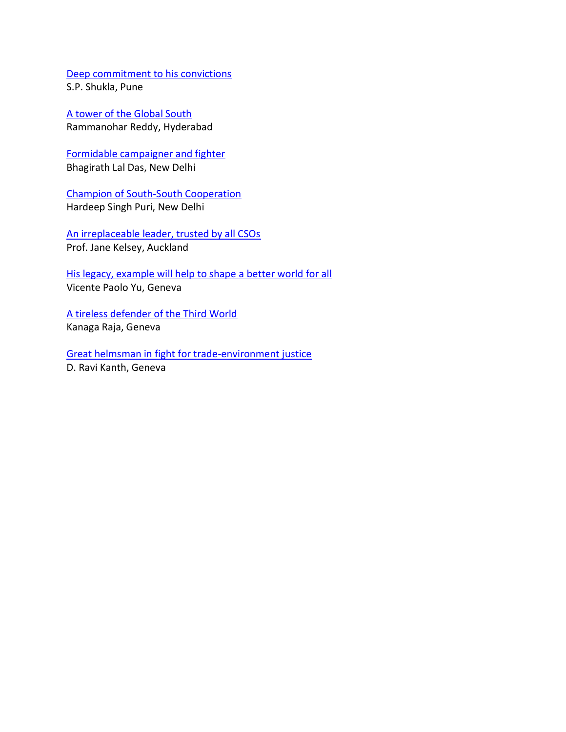Deep commitment to his convictions
S.P. Shukla, Pune

A tower of the Global South
Rammanohar Reddy, Hyderabad

Formidable campaigner and fighter
Bhagirath Lal Das, New Delhi

Champion of South-South Cooperation
Hardeep Singh Puri, New Delhi

An irreplaceable leader, trusted by all CSOs
Prof. Jane Kelsey, Auckland

His legacy, example will help to shape a better world for all
Vicente Paolo Yu, Geneva

A tireless defender of the Third World
Kanaga Raja, Geneva

Great helmsman in fight for trade-environment justice
D. Ravi Kanth, Geneva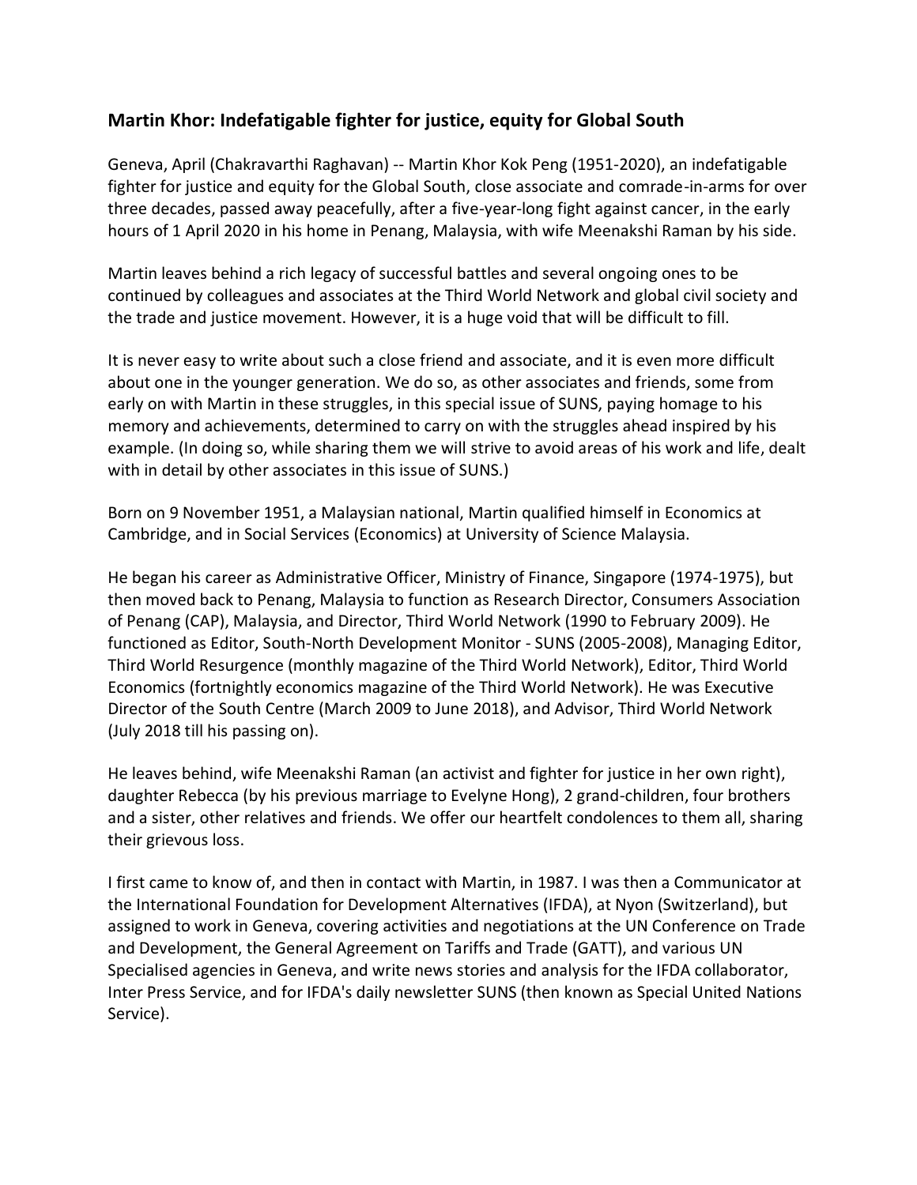## Martin Khor: Indefatigable fighter for justice, equity for Global South

Geneva, April (Chakravarthi Raghavan) -- Martin Khor Kok Peng (1951-2020), an indefatigable fighter for justice and equity for the Global South, close associate and comrade-in-arms for over three decades, passed away peacefully, after a five-year-long fight against cancer, in the early hours of 1 April 2020 in his home in Penang, Malaysia, with wife Meenakshi Raman by his side.

Martin leaves behind a rich legacy of successful battles and several ongoing ones to be continued by colleagues and associates at the Third World Network and global civil society and the trade and justice movement. However, it is a huge void that will be difficult to fill.

It is never easy to write about such a close friend and associate, and it is even more difficult about one in the younger generation. We do so, as other associates and friends, some from early on with Martin in these struggles, in this special issue of SUNS, paying homage to his memory and achievements, determined to carry on with the struggles ahead inspired by his example. (In doing so, while sharing them we will strive to avoid areas of his work and life, dealt with in detail by other associates in this issue of SUNS.)

Born on 9 November 1951, a Malaysian national, Martin qualified himself in Economics at Cambridge, and in Social Services (Economics) at University of Science Malaysia.

He began his career as Administrative Officer, Ministry of Finance, Singapore (1974-1975), but then moved back to Penang, Malaysia to function as Research Director, Consumers Association of Penang (CAP), Malaysia, and Director, Third World Network (1990 to February 2009). He functioned as Editor, South-North Development Monitor - SUNS (2005-2008), Managing Editor, Third World Resurgence (monthly magazine of the Third World Network), Editor, Third World Economics (fortnightly economics magazine of the Third World Network). He was Executive Director of the South Centre (March 2009 to June 2018), and Advisor, Third World Network (July 2018 till his passing on).

He leaves behind, wife Meenakshi Raman (an activist and fighter for justice in her own right), daughter Rebecca (by his previous marriage to Evelyne Hong), 2 grand-children, four brothers and a sister, other relatives and friends. We offer our heartfelt condolences to them all, sharing their grievous loss.

I first came to know of, and then in contact with Martin, in 1987. I was then a Communicator at the International Foundation for Development Alternatives (IFDA), at Nyon (Switzerland), but assigned to work in Geneva, covering activities and negotiations at the UN Conference on Trade and Development, the General Agreement on Tariffs and Trade (GATT), and various UN Specialised agencies in Geneva, and write news stories and analysis for the IFDA collaborator, Inter Press Service, and for IFDA's daily newsletter SUNS (then known as Special United Nations Service).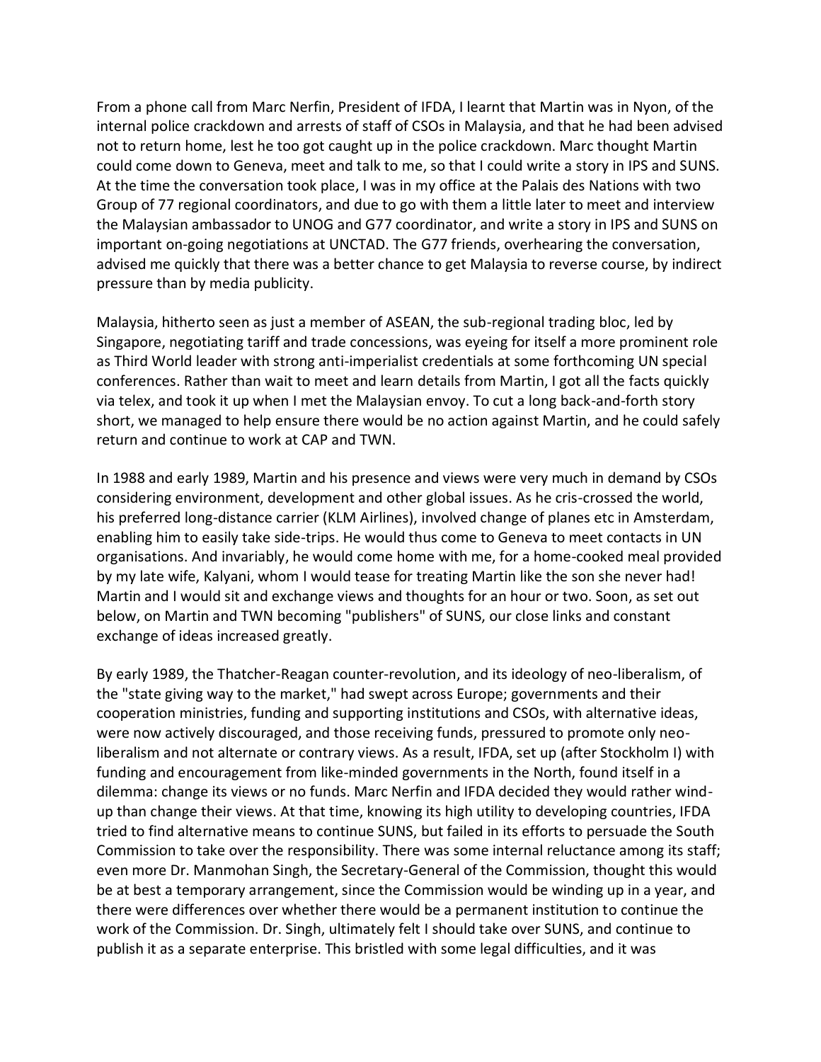From a phone call from Marc Nerfin, President of IFDA, I learnt that Martin was in Nyon, of the internal police crackdown and arrests of staff of CSOs in Malaysia, and that he had been advised not to return home, lest he too got caught up in the police crackdown. Marc thought Martin could come down to Geneva, meet and talk to me, so that I could write a story in IPS and SUNS. At the time the conversation took place, I was in my office at the Palais des Nations with two Group of 77 regional coordinators, and due to go with them a little later to meet and interview the Malaysian ambassador to UNOG and G77 coordinator, and write a story in IPS and SUNS on important on-going negotiations at UNCTAD. The G77 friends, overhearing the conversation, advised me quickly that there was a better chance to get Malaysia to reverse course, by indirect pressure than by media publicity.

Malaysia, hitherto seen as just a member of ASEAN, the sub-regional trading bloc, led by Singapore, negotiating tariff and trade concessions, was eyeing for itself a more prominent role as Third World leader with strong anti-imperialist credentials at some forthcoming UN special conferences. Rather than wait to meet and learn details from Martin, I got all the facts quickly via telex, and took it up when I met the Malaysian envoy. To cut a long back-and-forth story short, we managed to help ensure there would be no action against Martin, and he could safely return and continue to work at CAP and TWN.

In 1988 and early 1989, Martin and his presence and views were very much in demand by CSOs considering environment, development and other global issues. As he cris-crossed the world, his preferred long-distance carrier (KLM Airlines), involved change of planes etc in Amsterdam, enabling him to easily take side-trips. He would thus come to Geneva to meet contacts in UN organisations. And invariably, he would come home with me, for a home-cooked meal provided by my late wife, Kalyani, whom I would tease for treating Martin like the son she never had! Martin and I would sit and exchange views and thoughts for an hour or two. Soon, as set out below, on Martin and TWN becoming "publishers" of SUNS, our close links and constant exchange of ideas increased greatly.

By early 1989, the Thatcher-Reagan counter-revolution, and its ideology of neo-liberalism, of the "state giving way to the market," had swept across Europe; governments and their cooperation ministries, funding and supporting institutions and CSOs, with alternative ideas, were now actively discouraged, and those receiving funds, pressured to promote only neo-liberalism and not alternate or contrary views. As a result, IFDA, set up (after Stockholm I) with funding and encouragement from like-minded governments in the North, found itself in a dilemma: change its views or no funds. Marc Nerfin and IFDA decided they would rather wind-up than change their views. At that time, knowing its high utility to developing countries, IFDA tried to find alternative means to continue SUNS, but failed in its efforts to persuade the South Commission to take over the responsibility. There was some internal reluctance among its staff; even more Dr. Manmohan Singh, the Secretary-General of the Commission, thought this would be at best a temporary arrangement, since the Commission would be winding up in a year, and there were differences over whether there would be a permanent institution to continue the work of the Commission. Dr. Singh, ultimately felt I should take over SUNS, and continue to publish it as a separate enterprise. This bristled with some legal difficulties, and it was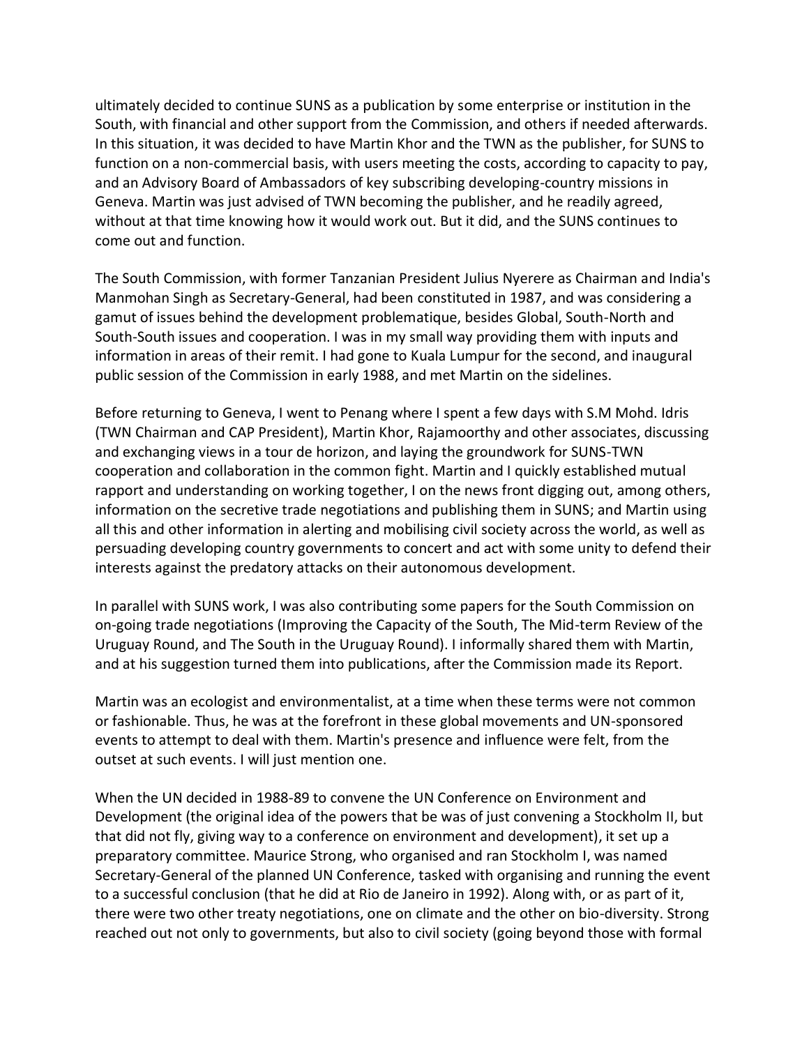ultimately decided to continue SUNS as a publication by some enterprise or institution in the South, with financial and other support from the Commission, and others if needed afterwards. In this situation, it was decided to have Martin Khor and the TWN as the publisher, for SUNS to function on a non-commercial basis, with users meeting the costs, according to capacity to pay, and an Advisory Board of Ambassadors of key subscribing developing-country missions in Geneva. Martin was just advised of TWN becoming the publisher, and he readily agreed, without at that time knowing how it would work out. But it did, and the SUNS continues to come out and function.

The South Commission, with former Tanzanian President Julius Nyerere as Chairman and India's Manmohan Singh as Secretary-General, had been constituted in 1987, and was considering a gamut of issues behind the development problematique, besides Global, South-North and South-South issues and cooperation. I was in my small way providing them with inputs and information in areas of their remit. I had gone to Kuala Lumpur for the second, and inaugural public session of the Commission in early 1988, and met Martin on the sidelines.

Before returning to Geneva, I went to Penang where I spent a few days with S.M Mohd. Idris (TWN Chairman and CAP President), Martin Khor, Rajamoorthy and other associates, discussing and exchanging views in a tour de horizon, and laying the groundwork for SUNS-TWN cooperation and collaboration in the common fight. Martin and I quickly established mutual rapport and understanding on working together, I on the news front digging out, among others, information on the secretive trade negotiations and publishing them in SUNS; and Martin using all this and other information in alerting and mobilising civil society across the world, as well as persuading developing country governments to concert and act with some unity to defend their interests against the predatory attacks on their autonomous development.

In parallel with SUNS work, I was also contributing some papers for the South Commission on on-going trade negotiations (Improving the Capacity of the South, The Mid-term Review of the Uruguay Round, and The South in the Uruguay Round). I informally shared them with Martin, and at his suggestion turned them into publications, after the Commission made its Report.

Martin was an ecologist and environmentalist, at a time when these terms were not common or fashionable. Thus, he was at the forefront in these global movements and UN-sponsored events to attempt to deal with them. Martin's presence and influence were felt, from the outset at such events. I will just mention one.

When the UN decided in 1988-89 to convene the UN Conference on Environment and Development (the original idea of the powers that be was of just convening a Stockholm II, but that did not fly, giving way to a conference on environment and development), it set up a preparatory committee. Maurice Strong, who organised and ran Stockholm I, was named Secretary-General of the planned UN Conference, tasked with organising and running the event to a successful conclusion (that he did at Rio de Janeiro in 1992). Along with, or as part of it, there were two other treaty negotiations, one on climate and the other on bio-diversity. Strong reached out not only to governments, but also to civil society (going beyond those with formal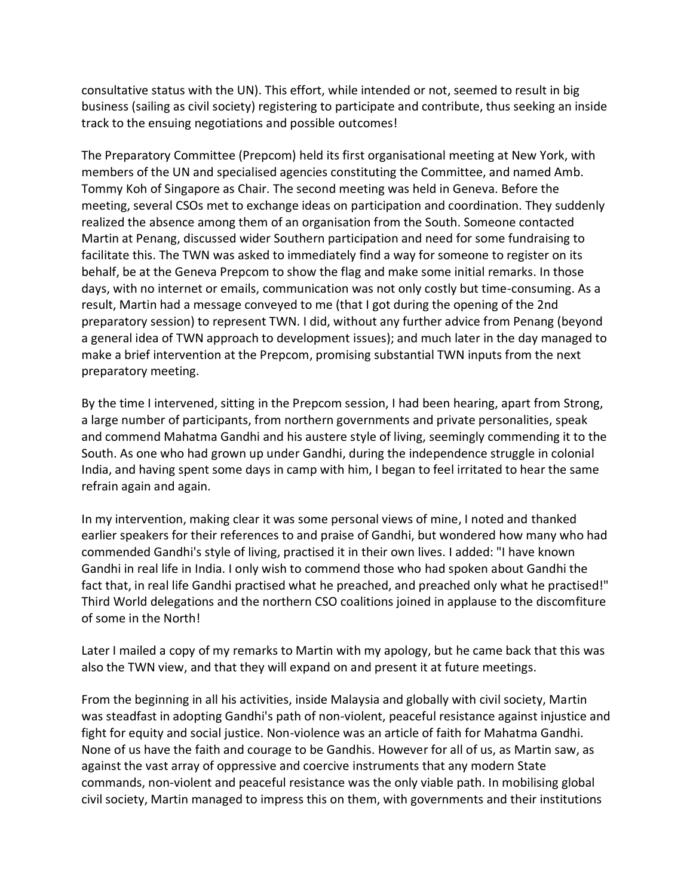consultative status with the UN). This effort, while intended or not, seemed to result in big business (sailing as civil society) registering to participate and contribute, thus seeking an inside track to the ensuing negotiations and possible outcomes!

The Preparatory Committee (Prepcom) held its first organisational meeting at New York, with members of the UN and specialised agencies constituting the Committee, and named Amb. Tommy Koh of Singapore as Chair. The second meeting was held in Geneva. Before the meeting, several CSOs met to exchange ideas on participation and coordination. They suddenly realized the absence among them of an organisation from the South. Someone contacted Martin at Penang, discussed wider Southern participation and need for some fundraising to facilitate this. The TWN was asked to immediately find a way for someone to register on its behalf, be at the Geneva Prepcom to show the flag and make some initial remarks. In those days, with no internet or emails, communication was not only costly but time-consuming. As a result, Martin had a message conveyed to me (that I got during the opening of the 2nd preparatory session) to represent TWN. I did, without any further advice from Penang (beyond a general idea of TWN approach to development issues); and much later in the day managed to make a brief intervention at the Prepcom, promising substantial TWN inputs from the next preparatory meeting.

By the time I intervened, sitting in the Prepcom session, I had been hearing, apart from Strong, a large number of participants, from northern governments and private personalities, speak and commend Mahatma Gandhi and his austere style of living, seemingly commending it to the South. As one who had grown up under Gandhi, during the independence struggle in colonial India, and having spent some days in camp with him, I began to feel irritated to hear the same refrain again and again.

In my intervention, making clear it was some personal views of mine, I noted and thanked earlier speakers for their references to and praise of Gandhi, but wondered how many who had commended Gandhi's style of living, practised it in their own lives. I added: "I have known Gandhi in real life in India. I only wish to commend those who had spoken about Gandhi the fact that, in real life Gandhi practised what he preached, and preached only what he practised!" Third World delegations and the northern CSO coalitions joined in applause to the discomfiture of some in the North!

Later I mailed a copy of my remarks to Martin with my apology, but he came back that this was also the TWN view, and that they will expand on and present it at future meetings.

From the beginning in all his activities, inside Malaysia and globally with civil society, Martin was steadfast in adopting Gandhi's path of non-violent, peaceful resistance against injustice and fight for equity and social justice. Non-violence was an article of faith for Mahatma Gandhi. None of us have the faith and courage to be Gandhis. However for all of us, as Martin saw, as against the vast array of oppressive and coercive instruments that any modern State commands, non-violent and peaceful resistance was the only viable path. In mobilising global civil society, Martin managed to impress this on them, with governments and their institutions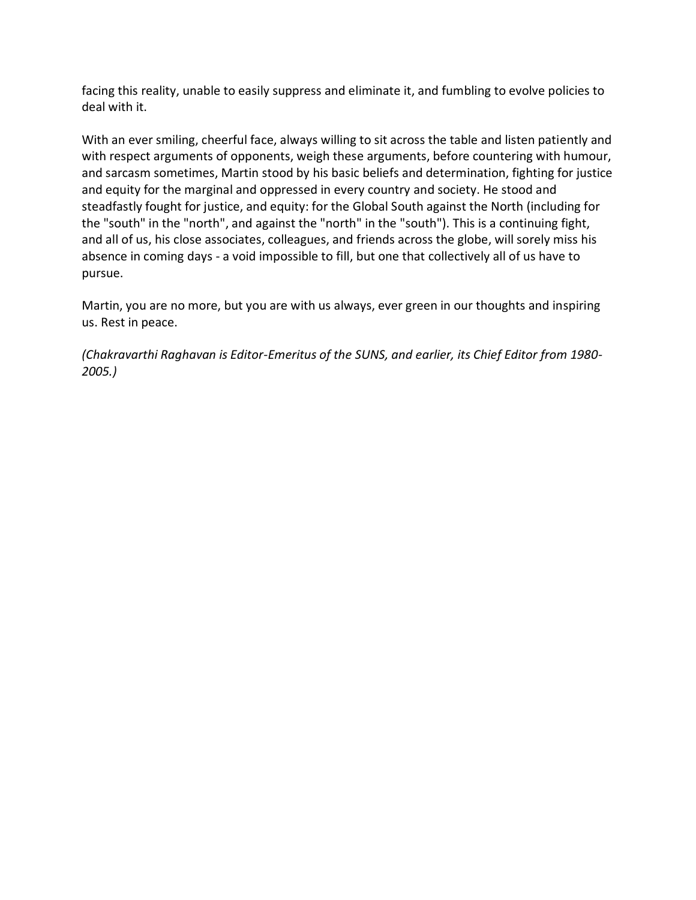facing this reality, unable to easily suppress and eliminate it, and fumbling to evolve policies to deal with it.

With an ever smiling, cheerful face, always willing to sit across the table and listen patiently and with respect arguments of opponents, weigh these arguments, before countering with humour, and sarcasm sometimes, Martin stood by his basic beliefs and determination, fighting for justice and equity for the marginal and oppressed in every country and society. He stood and steadfastly fought for justice, and equity: for the Global South against the North (including for the "south" in the "north", and against the "north" in the "south"). This is a continuing fight, and all of us, his close associates, colleagues, and friends across the globe, will sorely miss his absence in coming days - a void impossible to fill, but one that collectively all of us have to pursue.

Martin, you are no more, but you are with us always, ever green in our thoughts and inspiring us. Rest in peace.

*(Chakravarthi Raghavan is Editor-Emeritus of the SUNS, and earlier, its Chief Editor from 1980-2005.)*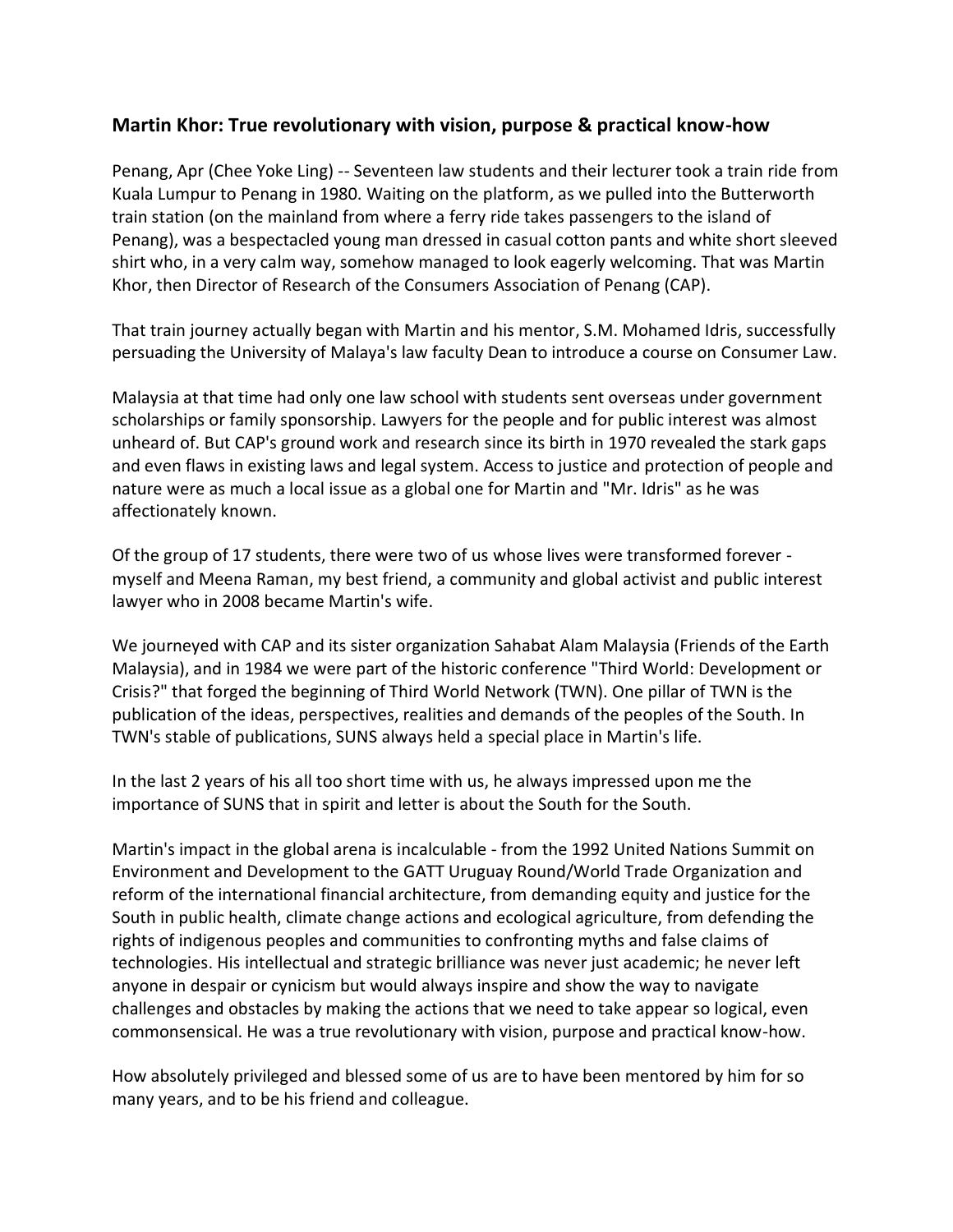## Martin Khor: True revolutionary with vision, purpose & practical know-how

Penang, Apr (Chee Yoke Ling) -- Seventeen law students and their lecturer took a train ride from Kuala Lumpur to Penang in 1980. Waiting on the platform, as we pulled into the Butterworth train station (on the mainland from where a ferry ride takes passengers to the island of Penang), was a bespectacled young man dressed in casual cotton pants and white short sleeved shirt who, in a very calm way, somehow managed to look eagerly welcoming. That was Martin Khor, then Director of Research of the Consumers Association of Penang (CAP).

That train journey actually began with Martin and his mentor, S.M. Mohamed Idris, successfully persuading the University of Malaya's law faculty Dean to introduce a course on Consumer Law.

Malaysia at that time had only one law school with students sent overseas under government scholarships or family sponsorship. Lawyers for the people and for public interest was almost unheard of. But CAP's ground work and research since its birth in 1970 revealed the stark gaps and even flaws in existing laws and legal system. Access to justice and protection of people and nature were as much a local issue as a global one for Martin and "Mr. Idris" as he was affectionately known.

Of the group of 17 students, there were two of us whose lives were transformed forever - myself and Meena Raman, my best friend, a community and global activist and public interest lawyer who in 2008 became Martin's wife.

We journeyed with CAP and its sister organization Sahabat Alam Malaysia (Friends of the Earth Malaysia), and in 1984 we were part of the historic conference "Third World: Development or Crisis?" that forged the beginning of Third World Network (TWN). One pillar of TWN is the publication of the ideas, perspectives, realities and demands of the peoples of the South. In TWN's stable of publications, SUNS always held a special place in Martin's life.

In the last 2 years of his all too short time with us, he always impressed upon me the importance of SUNS that in spirit and letter is about the South for the South.

Martin's impact in the global arena is incalculable - from the 1992 United Nations Summit on Environment and Development to the GATT Uruguay Round/World Trade Organization and reform of the international financial architecture, from demanding equity and justice for the South in public health, climate change actions and ecological agriculture, from defending the rights of indigenous peoples and communities to confronting myths and false claims of technologies. His intellectual and strategic brilliance was never just academic; he never left anyone in despair or cynicism but would always inspire and show the way to navigate challenges and obstacles by making the actions that we need to take appear so logical, even commonsensical. He was a true revolutionary with vision, purpose and practical know-how.

How absolutely privileged and blessed some of us are to have been mentored by him for so many years, and to be his friend and colleague.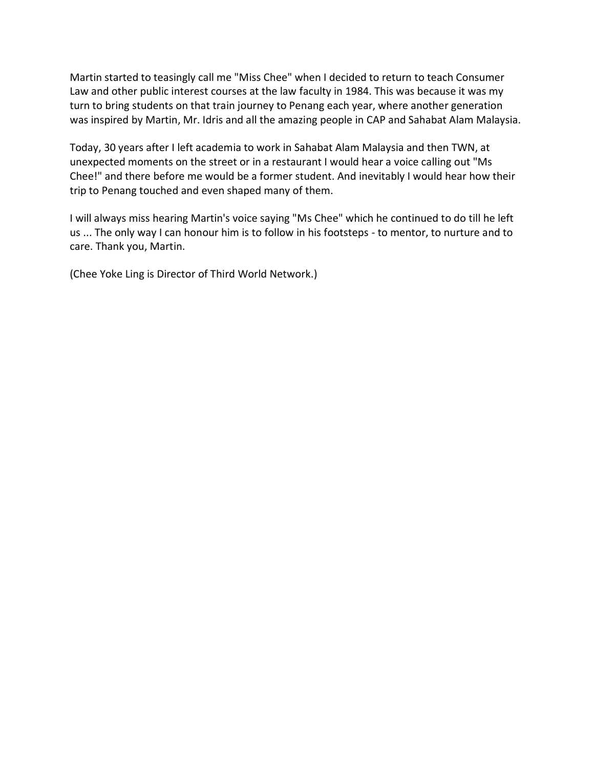Martin started to teasingly call me "Miss Chee" when I decided to return to teach Consumer Law and other public interest courses at the law faculty in 1984. This was because it was my turn to bring students on that train journey to Penang each year, where another generation was inspired by Martin, Mr. Idris and all the amazing people in CAP and Sahabat Alam Malaysia.

Today, 30 years after I left academia to work in Sahabat Alam Malaysia and then TWN, at unexpected moments on the street or in a restaurant I would hear a voice calling out "Ms Chee!" and there before me would be a former student. And inevitably I would hear how their trip to Penang touched and even shaped many of them.

I will always miss hearing Martin's voice saying "Ms Chee" which he continued to do till he left us ... The only way I can honour him is to follow in his footsteps - to mentor, to nurture and to care. Thank you, Martin.

(Chee Yoke Ling is Director of Third World Network.)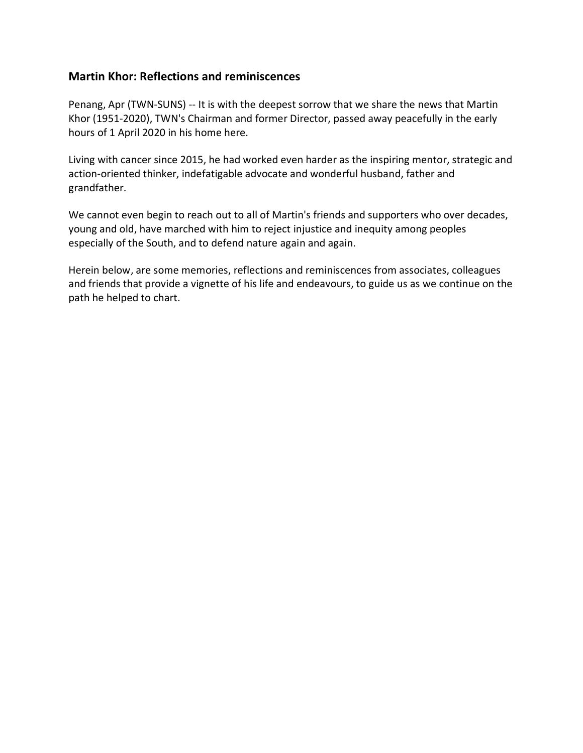## Martin Khor: Reflections and reminiscences

Penang, Apr (TWN-SUNS) -- It is with the deepest sorrow that we share the news that Martin Khor (1951-2020), TWN's Chairman and former Director, passed away peacefully in the early hours of 1 April 2020 in his home here.

Living with cancer since 2015, he had worked even harder as the inspiring mentor, strategic and action-oriented thinker, indefatigable advocate and wonderful husband, father and grandfather.

We cannot even begin to reach out to all of Martin's friends and supporters who over decades, young and old, have marched with him to reject injustice and inequity among peoples especially of the South, and to defend nature again and again.

Herein below, are some memories, reflections and reminiscences from associates, colleagues and friends that provide a vignette of his life and endeavours, to guide us as we continue on the path he helped to chart.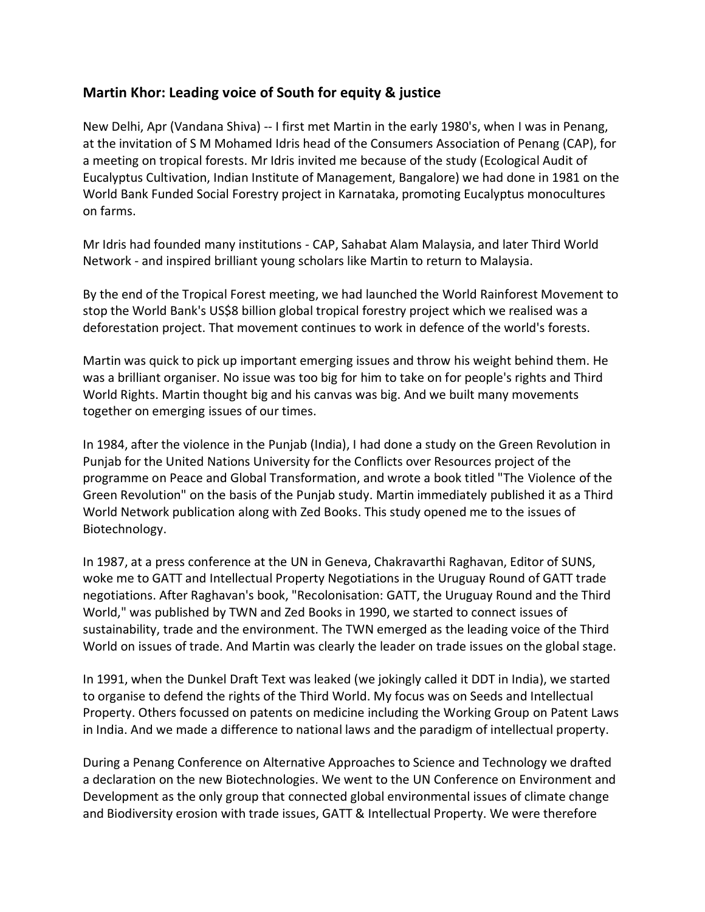### Martin Khor: Leading voice of South for equity & justice

New Delhi, Apr (Vandana Shiva) -- I first met Martin in the early 1980's, when I was in Penang, at the invitation of S M Mohamed Idris head of the Consumers Association of Penang (CAP), for a meeting on tropical forests. Mr Idris invited me because of the study (Ecological Audit of Eucalyptus Cultivation, Indian Institute of Management, Bangalore) we had done in 1981 on the World Bank Funded Social Forestry project in Karnataka, promoting Eucalyptus monocultures on farms.

Mr Idris had founded many institutions - CAP, Sahabat Alam Malaysia, and later Third World Network - and inspired brilliant young scholars like Martin to return to Malaysia.

By the end of the Tropical Forest meeting, we had launched the World Rainforest Movement to stop the World Bank's US$8 billion global tropical forestry project which we realised was a deforestation project. That movement continues to work in defence of the world's forests.

Martin was quick to pick up important emerging issues and throw his weight behind them. He was a brilliant organiser. No issue was too big for him to take on for people's rights and Third World Rights. Martin thought big and his canvas was big. And we built many movements together on emerging issues of our times.

In 1984, after the violence in the Punjab (India), I had done a study on the Green Revolution in Punjab for the United Nations University for the Conflicts over Resources project of the programme on Peace and Global Transformation, and wrote a book titled "The Violence of the Green Revolution" on the basis of the Punjab study. Martin immediately published it as a Third World Network publication along with Zed Books. This study opened me to the issues of Biotechnology.

In 1987, at a press conference at the UN in Geneva, Chakravarthi Raghavan, Editor of SUNS, woke me to GATT and Intellectual Property Negotiations in the Uruguay Round of GATT trade negotiations. After Raghavan's book, "Recolonisation: GATT, the Uruguay Round and the Third World," was published by TWN and Zed Books in 1990, we started to connect issues of sustainability, trade and the environment. The TWN emerged as the leading voice of the Third World on issues of trade. And Martin was clearly the leader on trade issues on the global stage.

In 1991, when the Dunkel Draft Text was leaked (we jokingly called it DDT in India), we started to organise to defend the rights of the Third World. My focus was on Seeds and Intellectual Property. Others focussed on patents on medicine including the Working Group on Patent Laws in India. And we made a difference to national laws and the paradigm of intellectual property.

During a Penang Conference on Alternative Approaches to Science and Technology we drafted a declaration on the new Biotechnologies. We went to the UN Conference on Environment and Development as the only group that connected global environmental issues of climate change and Biodiversity erosion with trade issues, GATT & Intellectual Property. We were therefore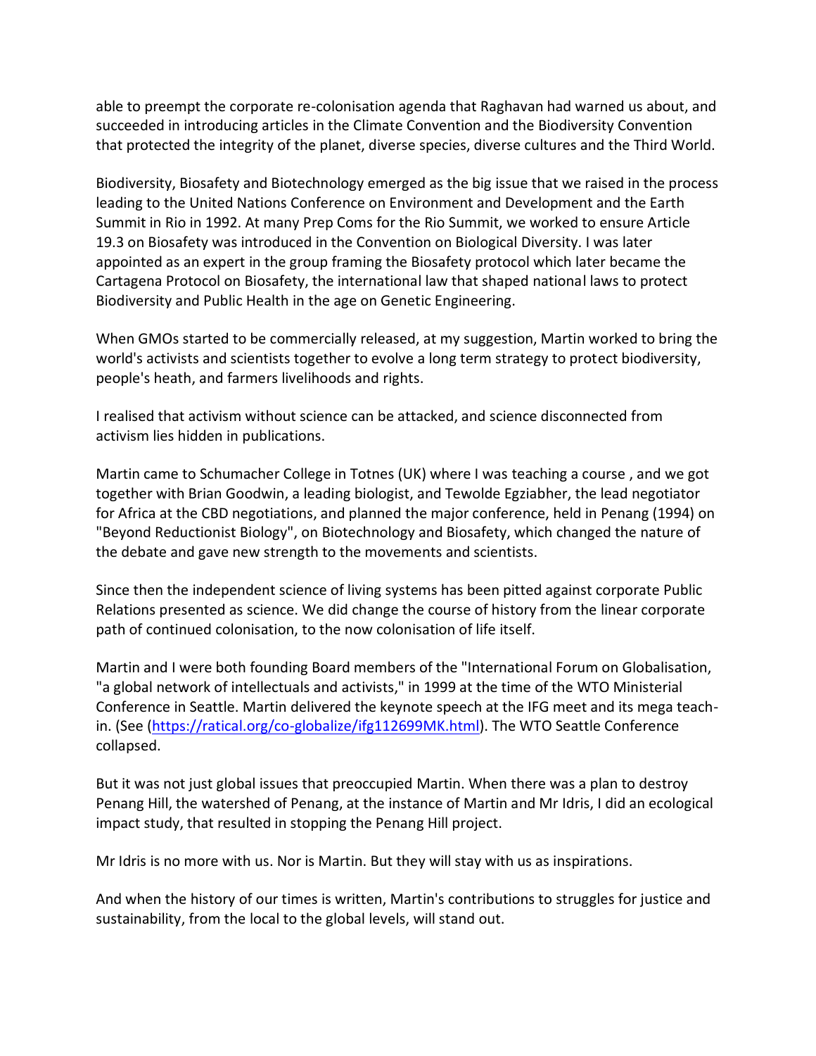able to preempt the corporate re-colonisation agenda that Raghavan had warned us about, and succeeded in introducing articles in the Climate Convention and the Biodiversity Convention that protected the integrity of the planet, diverse species, diverse cultures and the Third World.

Biodiversity, Biosafety and Biotechnology emerged as the big issue that we raised in the process leading to the United Nations Conference on Environment and Development and the Earth Summit in Rio in 1992. At many Prep Coms for the Rio Summit, we worked to ensure Article 19.3 on Biosafety was introduced in the Convention on Biological Diversity. I was later appointed as an expert in the group framing the Biosafety protocol which later became the Cartagena Protocol on Biosafety, the international law that shaped national laws to protect Biodiversity and Public Health in the age on Genetic Engineering.

When GMOs started to be commercially released, at my suggestion, Martin worked to bring the world's activists and scientists together to evolve a long term strategy to protect biodiversity, people's heath, and farmers livelihoods and rights.

I realised that activism without science can be attacked, and science disconnected from activism lies hidden in publications.

Martin came to Schumacher College in Totnes (UK) where I was teaching a course , and we got together with Brian Goodwin, a leading biologist, and Tewolde Egziabher, the lead negotiator for Africa at the CBD negotiations, and planned the major conference, held in Penang (1994) on "Beyond Reductionist Biology", on Biotechnology and Biosafety, which changed the nature of the debate and gave new strength to the movements and scientists.

Since then the independent science of living systems has been pitted against corporate Public Relations presented as science. We did change the course of history from the linear corporate path of continued colonisation, to the now colonisation of life itself.

Martin and I were both founding Board members of the "International Forum on Globalisation, "a global network of intellectuals and activists," in 1999 at the time of the WTO Ministerial Conference in Seattle. Martin delivered the keynote speech at the IFG meet and its mega teach-in. (See (https://ratical.org/co-globalize/ifg112699MK.html). The WTO Seattle Conference collapsed.

But it was not just global issues that preoccupied Martin. When there was a plan to destroy Penang Hill, the watershed of Penang, at the instance of Martin and Mr Idris, I did an ecological impact study, that resulted in stopping the Penang Hill project.

Mr Idris is no more with us. Nor is Martin. But they will stay with us as inspirations.

And when the history of our times is written, Martin's contributions to struggles for justice and sustainability, from the local to the global levels, will stand out.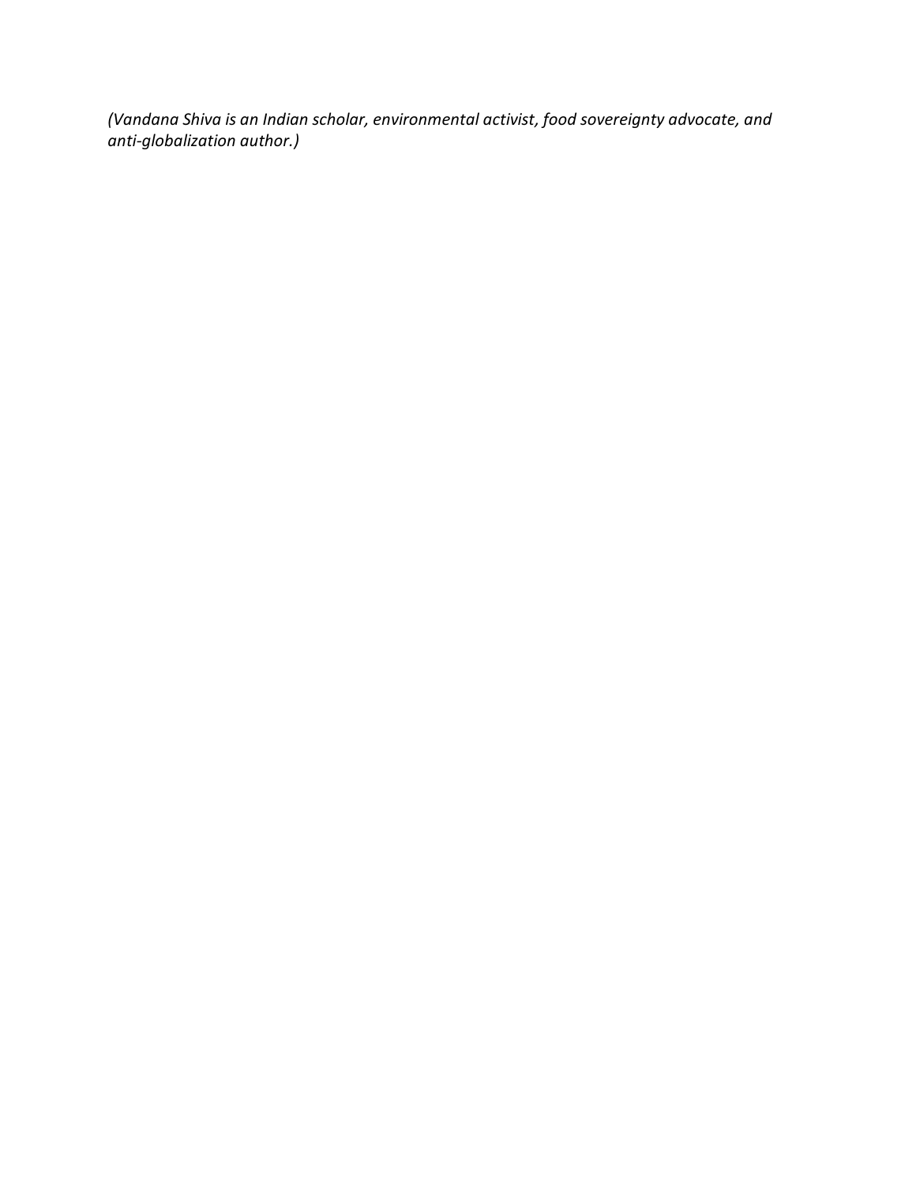*(Vandana Shiva is an Indian scholar, environmental activist, food sovereignty advocate, and anti-globalization author.)*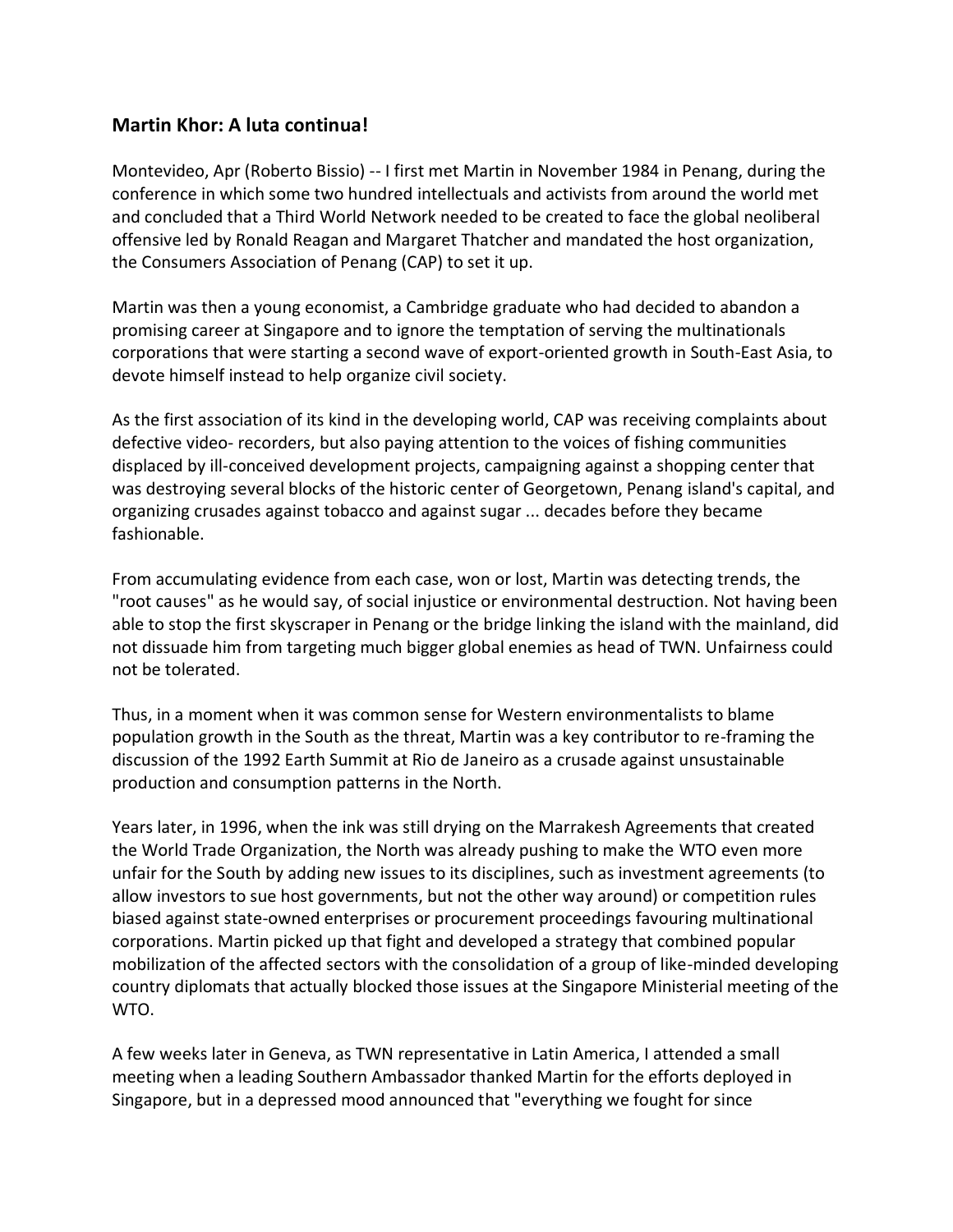### Martin Khor: A luta continua!

Montevideo, Apr (Roberto Bissio) -- I first met Martin in November 1984 in Penang, during the conference in which some two hundred intellectuals and activists from around the world met and concluded that a Third World Network needed to be created to face the global neoliberal offensive led by Ronald Reagan and Margaret Thatcher and mandated the host organization, the Consumers Association of Penang (CAP) to set it up.

Martin was then a young economist, a Cambridge graduate who had decided to abandon a promising career at Singapore and to ignore the temptation of serving the multinationals corporations that were starting a second wave of export-oriented growth in South-East Asia, to devote himself instead to help organize civil society.

As the first association of its kind in the developing world, CAP was receiving complaints about defective video- recorders, but also paying attention to the voices of fishing communities displaced by ill-conceived development projects, campaigning against a shopping center that was destroying several blocks of the historic center of Georgetown, Penang island's capital, and organizing crusades against tobacco and against sugar ... decades before they became fashionable.

From accumulating evidence from each case, won or lost, Martin was detecting trends, the "root causes" as he would say, of social injustice or environmental destruction. Not having been able to stop the first skyscraper in Penang or the bridge linking the island with the mainland, did not dissuade him from targeting much bigger global enemies as head of TWN. Unfairness could not be tolerated.

Thus, in a moment when it was common sense for Western environmentalists to blame population growth in the South as the threat, Martin was a key contributor to re-framing the discussion of the 1992 Earth Summit at Rio de Janeiro as a crusade against unsustainable production and consumption patterns in the North.

Years later, in 1996, when the ink was still drying on the Marrakesh Agreements that created the World Trade Organization, the North was already pushing to make the WTO even more unfair for the South by adding new issues to its disciplines, such as investment agreements (to allow investors to sue host governments, but not the other way around) or competition rules biased against state-owned enterprises or procurement proceedings favouring multinational corporations. Martin picked up that fight and developed a strategy that combined popular mobilization of the affected sectors with the consolidation of a group of like-minded developing country diplomats that actually blocked those issues at the Singapore Ministerial meeting of the WTO.

A few weeks later in Geneva, as TWN representative in Latin America, I attended a small meeting when a leading Southern Ambassador thanked Martin for the efforts deployed in Singapore, but in a depressed mood announced that "everything we fought for since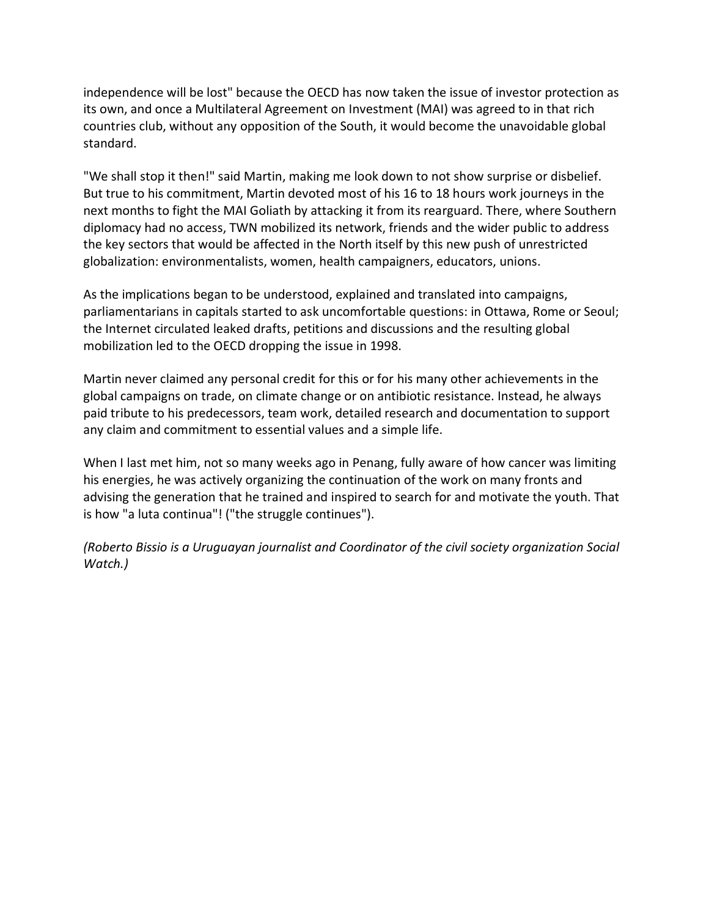independence will be lost" because the OECD has now taken the issue of investor protection as its own, and once a Multilateral Agreement on Investment (MAI) was agreed to in that rich countries club, without any opposition of the South, it would become the unavoidable global standard.

"We shall stop it then!" said Martin, making me look down to not show surprise or disbelief. But true to his commitment, Martin devoted most of his 16 to 18 hours work journeys in the next months to fight the MAI Goliath by attacking it from its rearguard. There, where Southern diplomacy had no access, TWN mobilized its network, friends and the wider public to address the key sectors that would be affected in the North itself by this new push of unrestricted globalization: environmentalists, women, health campaigners, educators, unions.

As the implications began to be understood, explained and translated into campaigns, parliamentarians in capitals started to ask uncomfortable questions: in Ottawa, Rome or Seoul; the Internet circulated leaked drafts, petitions and discussions and the resulting global mobilization led to the OECD dropping the issue in 1998.

Martin never claimed any personal credit for this or for his many other achievements in the global campaigns on trade, on climate change or on antibiotic resistance. Instead, he always paid tribute to his predecessors, team work, detailed research and documentation to support any claim and commitment to essential values and a simple life.

When I last met him, not so many weeks ago in Penang, fully aware of how cancer was limiting his energies, he was actively organizing the continuation of the work on many fronts and advising the generation that he trained and inspired to search for and motivate the youth. That is how "a luta continua"! ("the struggle continues").

*(Roberto Bissio is a Uruguayan journalist and Coordinator of the civil society organization Social Watch.)*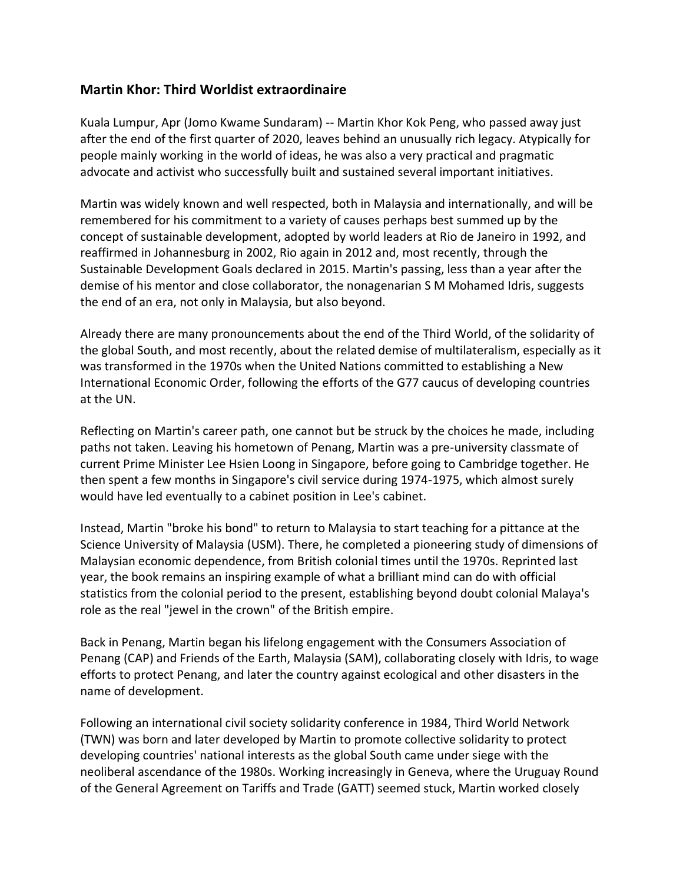### Martin Khor: Third Worldist extraordinaire

Kuala Lumpur, Apr (Jomo Kwame Sundaram) -- Martin Khor Kok Peng, who passed away just after the end of the first quarter of 2020, leaves behind an unusually rich legacy. Atypically for people mainly working in the world of ideas, he was also a very practical and pragmatic advocate and activist who successfully built and sustained several important initiatives.

Martin was widely known and well respected, both in Malaysia and internationally, and will be remembered for his commitment to a variety of causes perhaps best summed up by the concept of sustainable development, adopted by world leaders at Rio de Janeiro in 1992, and reaffirmed in Johannesburg in 2002, Rio again in 2012 and, most recently, through the Sustainable Development Goals declared in 2015. Martin's passing, less than a year after the demise of his mentor and close collaborator, the nonagenarian S M Mohamed Idris, suggests the end of an era, not only in Malaysia, but also beyond.

Already there are many pronouncements about the end of the Third World, of the solidarity of the global South, and most recently, about the related demise of multilateralism, especially as it was transformed in the 1970s when the United Nations committed to establishing a New International Economic Order, following the efforts of the G77 caucus of developing countries at the UN.

Reflecting on Martin's career path, one cannot but be struck by the choices he made, including paths not taken. Leaving his hometown of Penang, Martin was a pre-university classmate of current Prime Minister Lee Hsien Loong in Singapore, before going to Cambridge together. He then spent a few months in Singapore's civil service during 1974-1975, which almost surely would have led eventually to a cabinet position in Lee's cabinet.

Instead, Martin "broke his bond" to return to Malaysia to start teaching for a pittance at the Science University of Malaysia (USM). There, he completed a pioneering study of dimensions of Malaysian economic dependence, from British colonial times until the 1970s. Reprinted last year, the book remains an inspiring example of what a brilliant mind can do with official statistics from the colonial period to the present, establishing beyond doubt colonial Malaya's role as the real "jewel in the crown" of the British empire.

Back in Penang, Martin began his lifelong engagement with the Consumers Association of Penang (CAP) and Friends of the Earth, Malaysia (SAM), collaborating closely with Idris, to wage efforts to protect Penang, and later the country against ecological and other disasters in the name of development.

Following an international civil society solidarity conference in 1984, Third World Network (TWN) was born and later developed by Martin to promote collective solidarity to protect developing countries' national interests as the global South came under siege with the neoliberal ascendance of the 1980s. Working increasingly in Geneva, where the Uruguay Round of the General Agreement on Tariffs and Trade (GATT) seemed stuck, Martin worked closely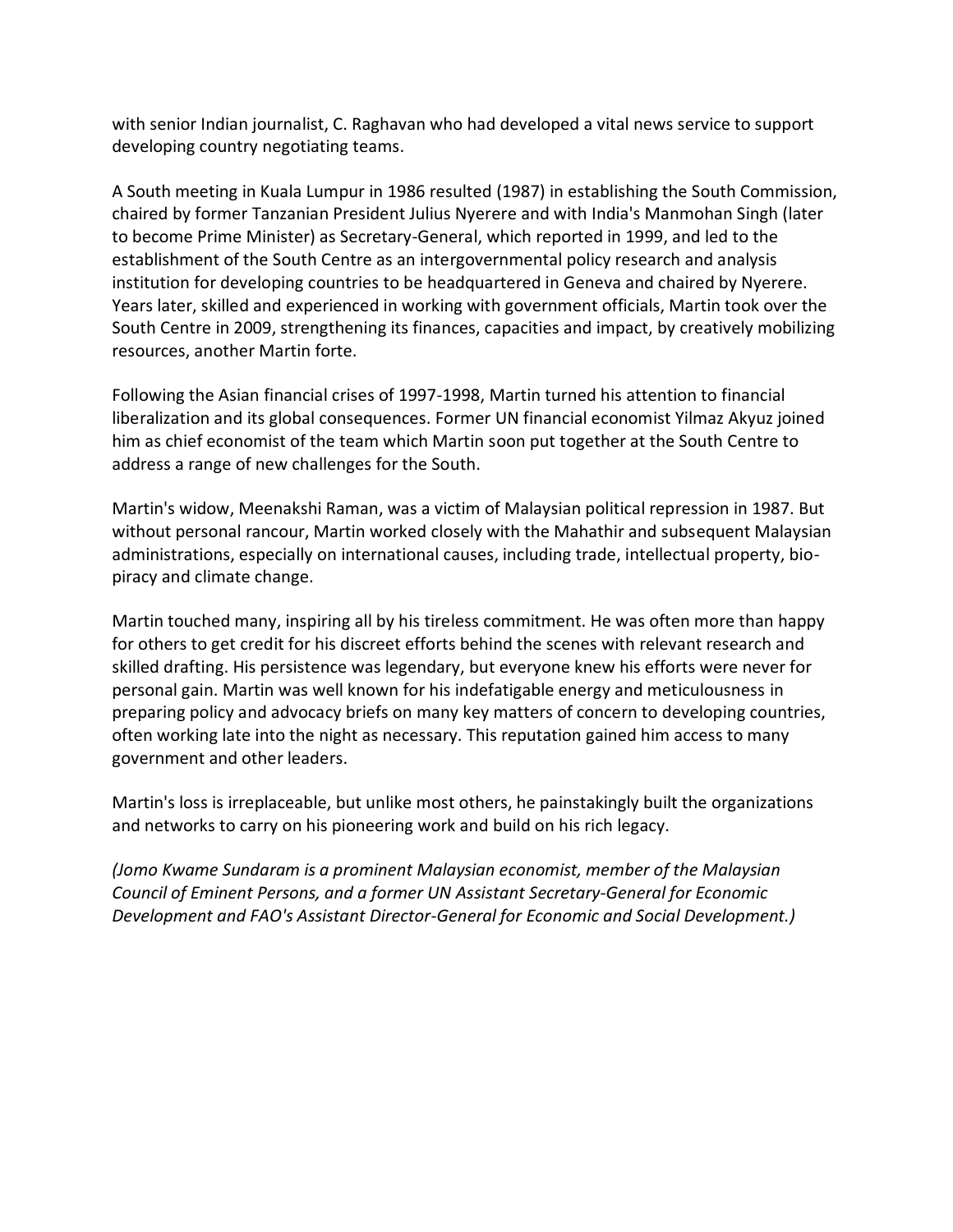with senior Indian journalist, C. Raghavan who had developed a vital news service to support developing country negotiating teams.

A South meeting in Kuala Lumpur in 1986 resulted (1987) in establishing the South Commission, chaired by former Tanzanian President Julius Nyerere and with India's Manmohan Singh (later to become Prime Minister) as Secretary-General, which reported in 1999, and led to the establishment of the South Centre as an intergovernmental policy research and analysis institution for developing countries to be headquartered in Geneva and chaired by Nyerere. Years later, skilled and experienced in working with government officials, Martin took over the South Centre in 2009, strengthening its finances, capacities and impact, by creatively mobilizing resources, another Martin forte.

Following the Asian financial crises of 1997-1998, Martin turned his attention to financial liberalization and its global consequences. Former UN financial economist Yilmaz Akyuz joined him as chief economist of the team which Martin soon put together at the South Centre to address a range of new challenges for the South.

Martin's widow, Meenakshi Raman, was a victim of Malaysian political repression in 1987. But without personal rancour, Martin worked closely with the Mahathir and subsequent Malaysian administrations, especially on international causes, including trade, intellectual property, bio-piracy and climate change.

Martin touched many, inspiring all by his tireless commitment. He was often more than happy for others to get credit for his discreet efforts behind the scenes with relevant research and skilled drafting. His persistence was legendary, but everyone knew his efforts were never for personal gain. Martin was well known for his indefatigable energy and meticulousness in preparing policy and advocacy briefs on many key matters of concern to developing countries, often working late into the night as necessary. This reputation gained him access to many government and other leaders.

Martin's loss is irreplaceable, but unlike most others, he painstakingly built the organizations and networks to carry on his pioneering work and build on his rich legacy.

*(Jomo Kwame Sundaram is a prominent Malaysian economist, member of the Malaysian Council of Eminent Persons, and a former UN Assistant Secretary-General for Economic Development and FAO's Assistant Director-General for Economic and Social Development.)*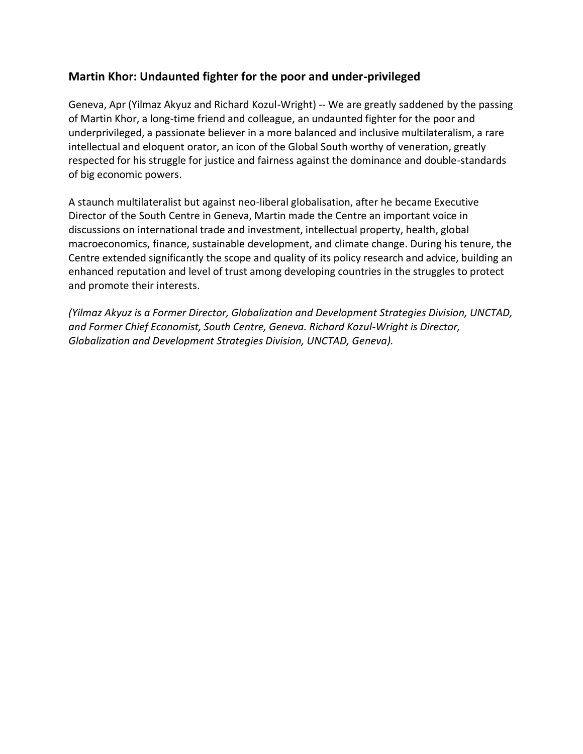### Martin Khor: Undaunted fighter for the poor and under-privileged

Geneva, Apr (Yilmaz Akyuz and Richard Kozul-Wright) -- We are greatly saddened by the passing of Martin Khor, a long-time friend and colleague, an undaunted fighter for the poor and underprivileged, a passionate believer in a more balanced and inclusive multilateralism, a rare intellectual and eloquent orator, an icon of the Global South worthy of veneration, greatly respected for his struggle for justice and fairness against the dominance and double-standards of big economic powers.

A staunch multilateralist but against neo-liberal globalisation, after he became Executive Director of the South Centre in Geneva, Martin made the Centre an important voice in discussions on international trade and investment, intellectual property, health, global macroeconomics, finance, sustainable development, and climate change. During his tenure, the Centre extended significantly the scope and quality of its policy research and advice, building an enhanced reputation and level of trust among developing countries in the struggles to protect and promote their interests.

*(Yilmaz Akyuz is a Former Director, Globalization and Development Strategies Division, UNCTAD, and Former Chief Economist, South Centre, Geneva. Richard Kozul-Wright is Director, Globalization and Development Strategies Division, UNCTAD, Geneva).*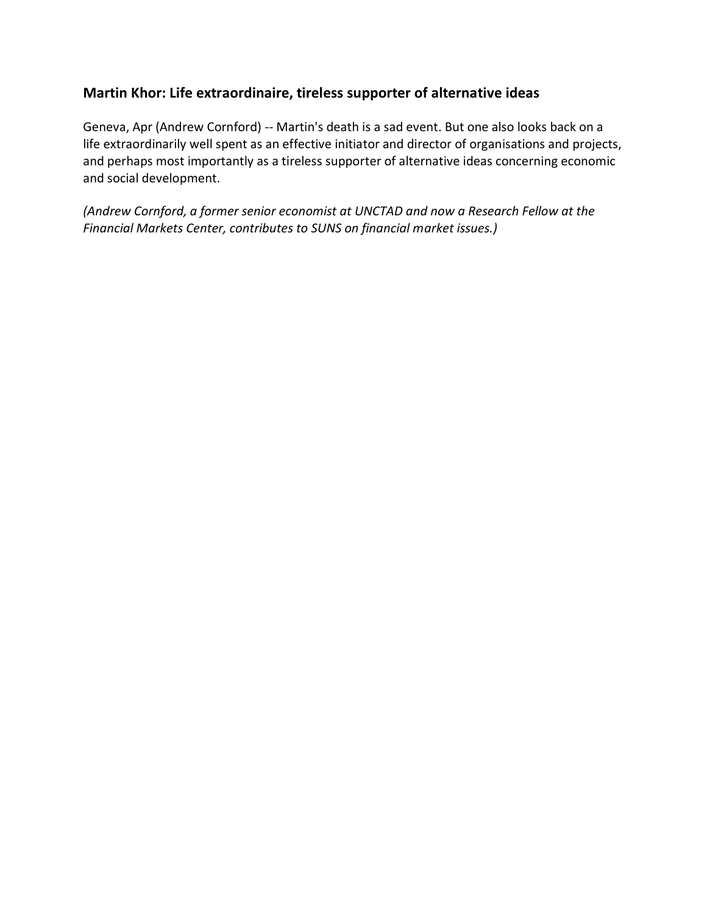### Martin Khor: Life extraordinaire, tireless supporter of alternative ideas

Geneva, Apr (Andrew Cornford) -- Martin's death is a sad event. But one also looks back on a life extraordinarily well spent as an effective initiator and director of organisations and projects, and perhaps most importantly as a tireless supporter of alternative ideas concerning economic and social development.

*(Andrew Cornford, a former senior economist at UNCTAD and now a Research Fellow at the Financial Markets Center, contributes to SUNS on financial market issues.)*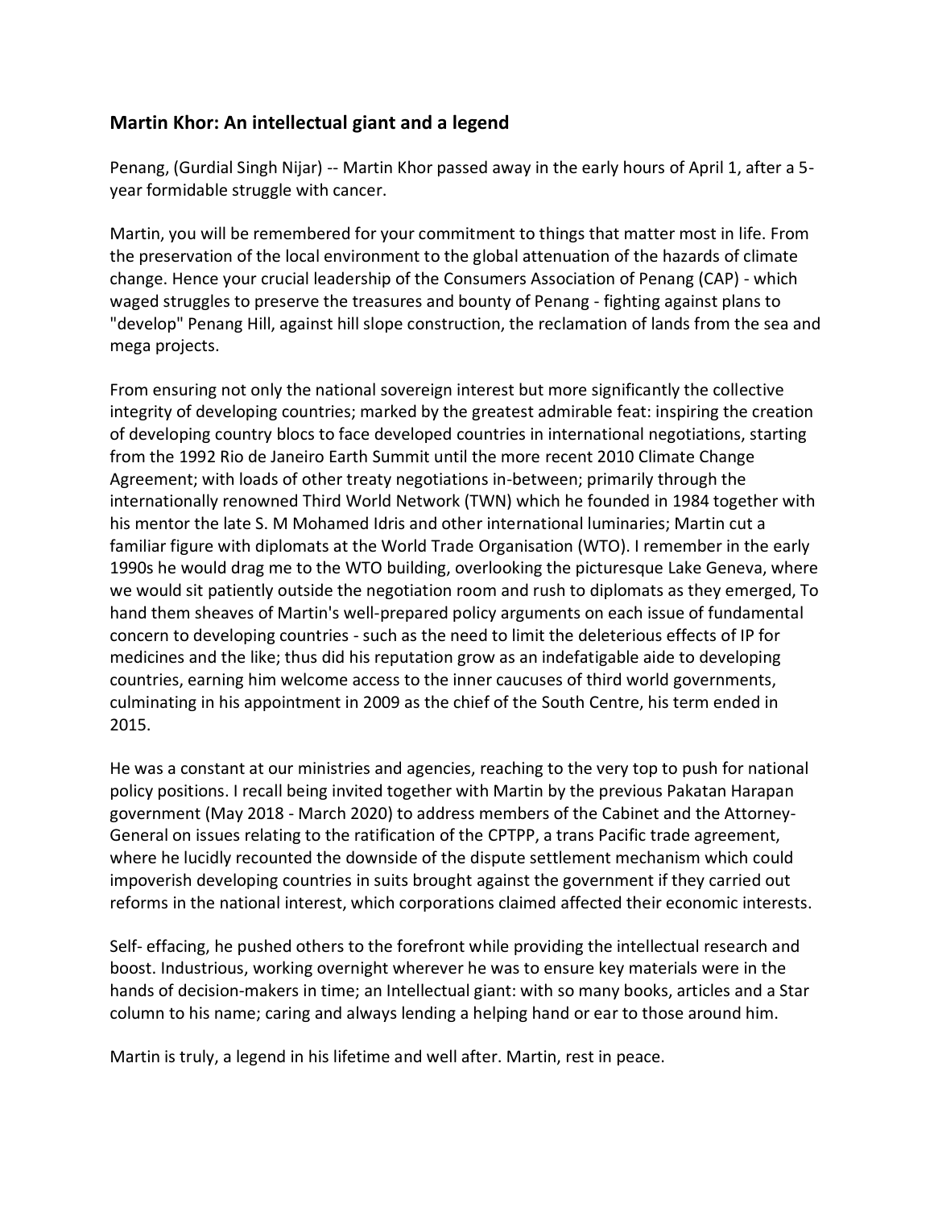### Martin Khor: An intellectual giant and a legend

Penang, (Gurdial Singh Nijar) -- Martin Khor passed away in the early hours of April 1, after a 5-year formidable struggle with cancer.

Martin, you will be remembered for your commitment to things that matter most in life. From the preservation of the local environment to the global attenuation of the hazards of climate change. Hence your crucial leadership of the Consumers Association of Penang (CAP) - which waged struggles to preserve the treasures and bounty of Penang - fighting against plans to "develop" Penang Hill, against hill slope construction, the reclamation of lands from the sea and mega projects.

From ensuring not only the national sovereign interest but more significantly the collective integrity of developing countries; marked by the greatest admirable feat: inspiring the creation of developing country blocs to face developed countries in international negotiations, starting from the 1992 Rio de Janeiro Earth Summit until the more recent 2010 Climate Change Agreement; with loads of other treaty negotiations in-between; primarily through the internationally renowned Third World Network (TWN) which he founded in 1984 together with his mentor the late S. M Mohamed Idris and other international luminaries; Martin cut a familiar figure with diplomats at the World Trade Organisation (WTO). I remember in the early 1990s he would drag me to the WTO building, overlooking the picturesque Lake Geneva, where we would sit patiently outside the negotiation room and rush to diplomats as they emerged, To hand them sheaves of Martin's well-prepared policy arguments on each issue of fundamental concern to developing countries - such as the need to limit the deleterious effects of IP for medicines and the like; thus did his reputation grow as an indefatigable aide to developing countries, earning him welcome access to the inner caucuses of third world governments, culminating in his appointment in 2009 as the chief of the South Centre, his term ended in 2015.

He was a constant at our ministries and agencies, reaching to the very top to push for national policy positions. I recall being invited together with Martin by the previous Pakatan Harapan government (May 2018 - March 2020) to address members of the Cabinet and the Attorney-General on issues relating to the ratification of the CPTPP, a trans Pacific trade agreement, where he lucidly recounted the downside of the dispute settlement mechanism which could impoverish developing countries in suits brought against the government if they carried out reforms in the national interest, which corporations claimed affected their economic interests.

Self- effacing, he pushed others to the forefront while providing the intellectual research and boost. Industrious, working overnight wherever he was to ensure key materials were in the hands of decision-makers in time; an Intellectual giant: with so many books, articles and a Star column to his name; caring and always lending a helping hand or ear to those around him.

Martin is truly, a legend in his lifetime and well after. Martin, rest in peace.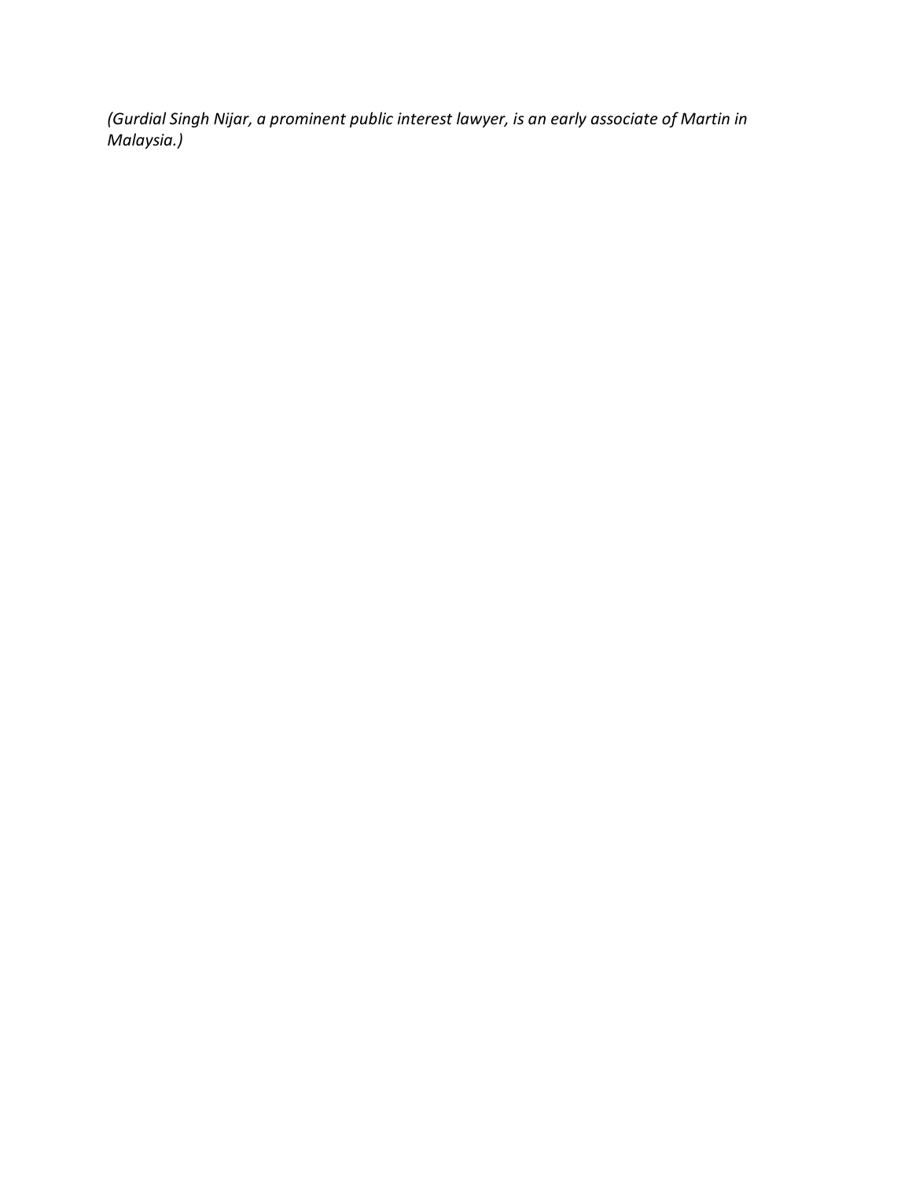*(Gurdial Singh Nijar, a prominent public interest lawyer, is an early associate of Martin in Malaysia.)*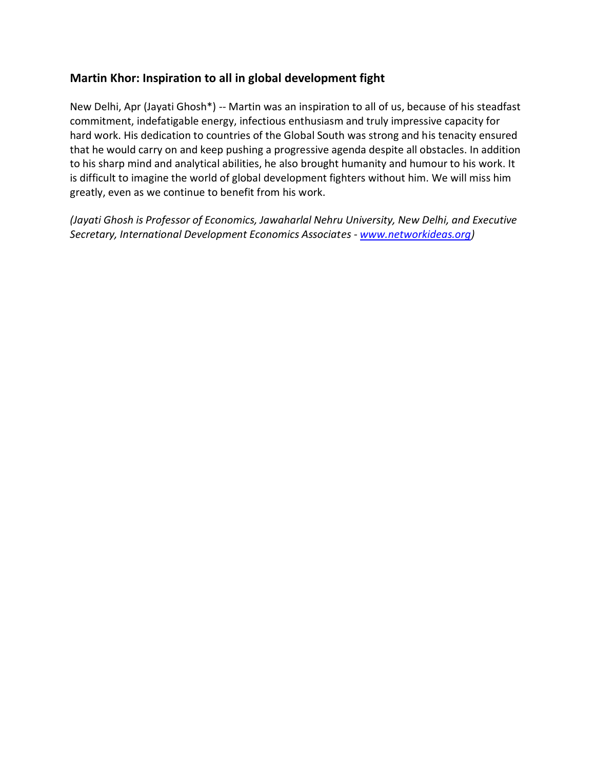## Martin Khor: Inspiration to all in global development fight

New Delhi, Apr (Jayati Ghosh*) -- Martin was an inspiration to all of us, because of his steadfast commitment, indefatigable energy, infectious enthusiasm and truly impressive capacity for hard work. His dedication to countries of the Global South was strong and his tenacity ensured that he would carry on and keep pushing a progressive agenda despite all obstacles. In addition to his sharp mind and analytical abilities, he also brought humanity and humour to his work. It is difficult to imagine the world of global development fighters without him. We will miss him greatly, even as we continue to benefit from his work.

*(Jayati Ghosh is Professor of Economics, Jawaharlal Nehru University, New Delhi, and Executive Secretary, International Development Economics Associates - [www.networkideas.org](http://www.networkideas.org))*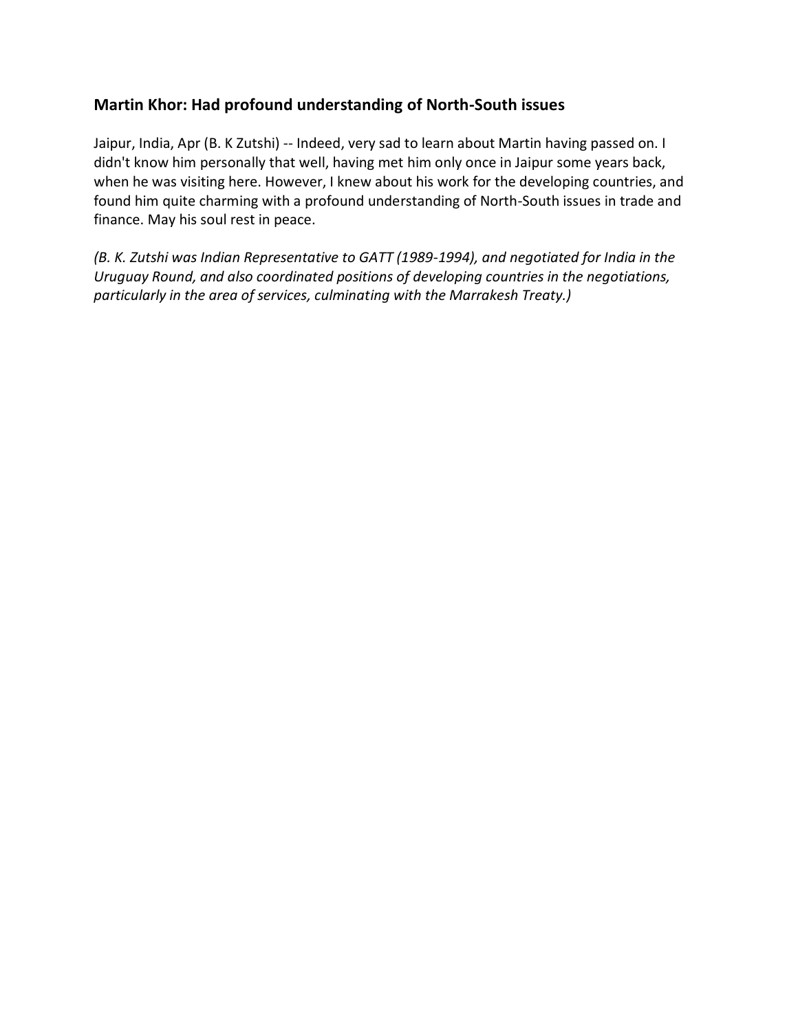### Martin Khor: Had profound understanding of North-South issues

Jaipur, India, Apr (B. K Zutshi) -- Indeed, very sad to learn about Martin having passed on. I didn't know him personally that well, having met him only once in Jaipur some years back, when he was visiting here. However, I knew about his work for the developing countries, and found him quite charming with a profound understanding of North-South issues in trade and finance. May his soul rest in peace.

*(B. K. Zutshi was Indian Representative to GATT (1989-1994), and negotiated for India in the Uruguay Round, and also coordinated positions of developing countries in the negotiations, particularly in the area of services, culminating with the Marrakesh Treaty.)*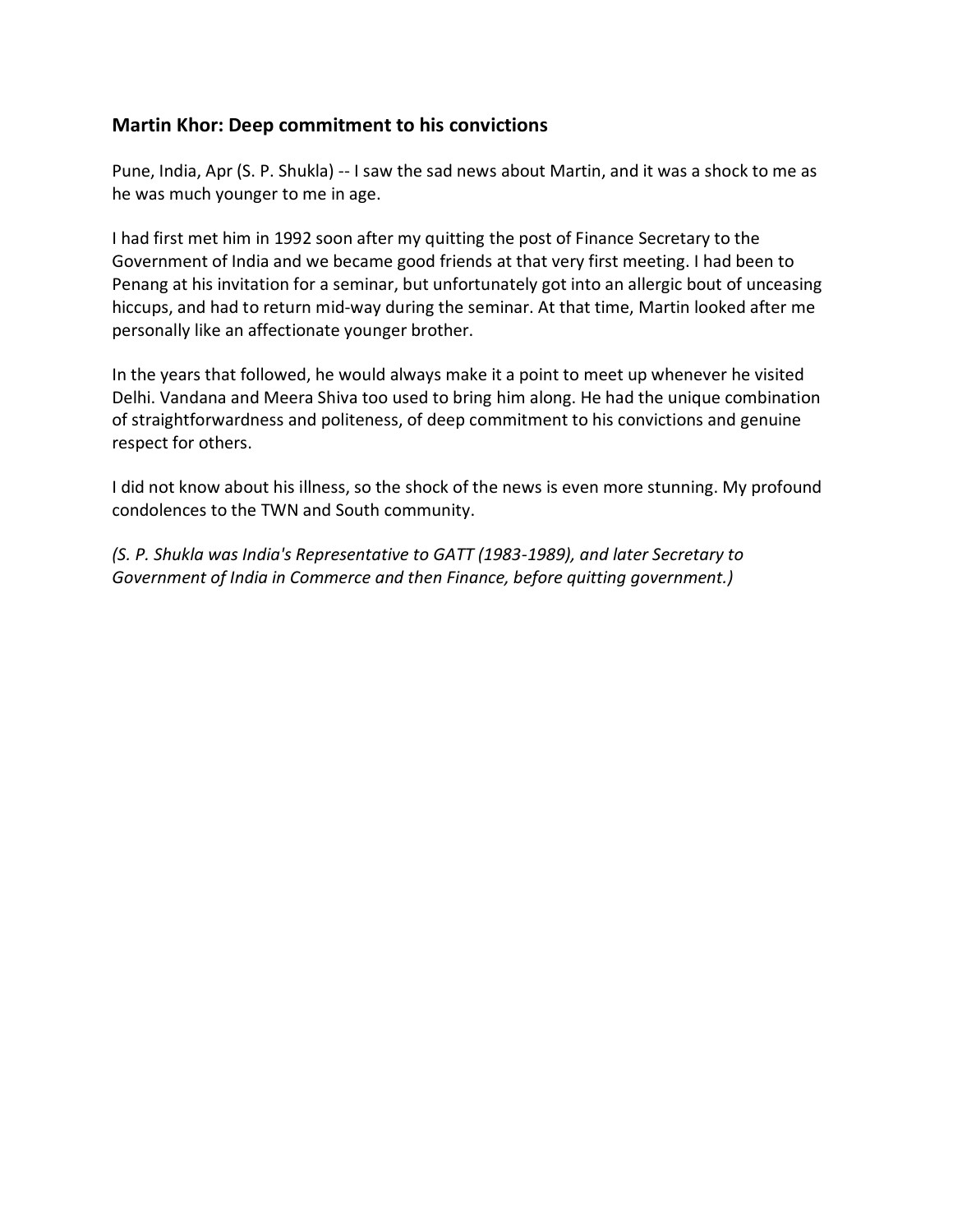### Martin Khor: Deep commitment to his convictions

Pune, India, Apr (S. P. Shukla) -- I saw the sad news about Martin, and it was a shock to me as he was much younger to me in age.

I had first met him in 1992 soon after my quitting the post of Finance Secretary to the Government of India and we became good friends at that very first meeting. I had been to Penang at his invitation for a seminar, but unfortunately got into an allergic bout of unceasing hiccups, and had to return mid-way during the seminar. At that time, Martin looked after me personally like an affectionate younger brother.

In the years that followed, he would always make it a point to meet up whenever he visited Delhi. Vandana and Meera Shiva too used to bring him along. He had the unique combination of straightforwardness and politeness, of deep commitment to his convictions and genuine respect for others.

I did not know about his illness, so the shock of the news is even more stunning. My profound condolences to the TWN and South community.

*(S. P. Shukla was India's Representative to GATT (1983-1989), and later Secretary to Government of India in Commerce and then Finance, before quitting government.)*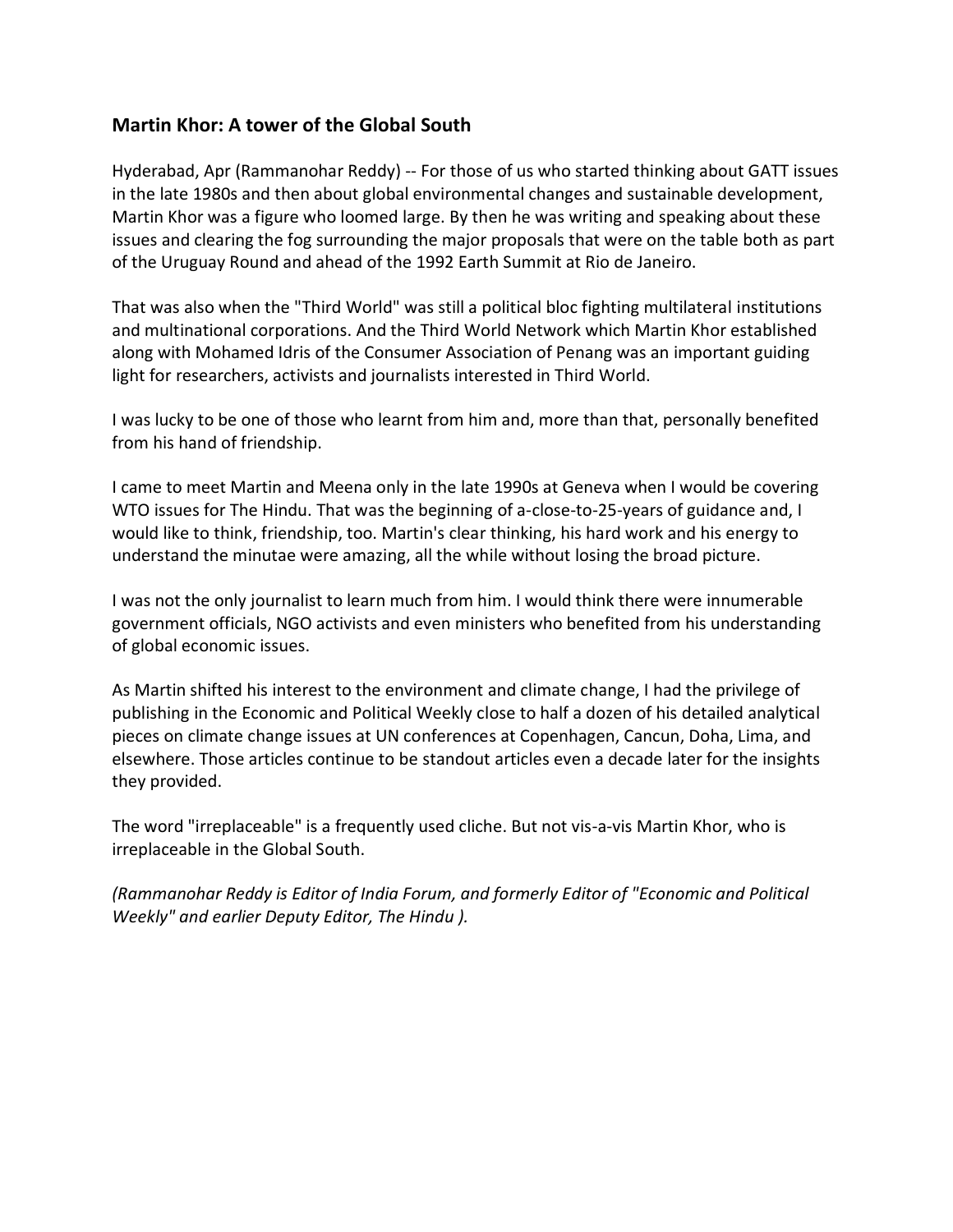### Martin Khor: A tower of the Global South

Hyderabad, Apr (Rammanohar Reddy) -- For those of us who started thinking about GATT issues in the late 1980s and then about global environmental changes and sustainable development, Martin Khor was a figure who loomed large. By then he was writing and speaking about these issues and clearing the fog surrounding the major proposals that were on the table both as part of the Uruguay Round and ahead of the 1992 Earth Summit at Rio de Janeiro.

That was also when the "Third World" was still a political bloc fighting multilateral institutions and multinational corporations. And the Third World Network which Martin Khor established along with Mohamed Idris of the Consumer Association of Penang was an important guiding light for researchers, activists and journalists interested in Third World.

I was lucky to be one of those who learnt from him and, more than that, personally benefited from his hand of friendship.

I came to meet Martin and Meena only in the late 1990s at Geneva when I would be covering WTO issues for The Hindu. That was the beginning of a-close-to-25-years of guidance and, I would like to think, friendship, too. Martin's clear thinking, his hard work and his energy to understand the minutae were amazing, all the while without losing the broad picture.

I was not the only journalist to learn much from him. I would think there were innumerable government officials, NGO activists and even ministers who benefited from his understanding of global economic issues.

As Martin shifted his interest to the environment and climate change, I had the privilege of publishing in the Economic and Political Weekly close to half a dozen of his detailed analytical pieces on climate change issues at UN conferences at Copenhagen, Cancun, Doha, Lima, and elsewhere. Those articles continue to be standout articles even a decade later for the insights they provided.

The word "irreplaceable" is a frequently used cliche. But not vis-a-vis Martin Khor, who is irreplaceable in the Global South.

*(Rammanohar Reddy is Editor of India Forum, and formerly Editor of "Economic and Political Weekly" and earlier Deputy Editor, The Hindu ).*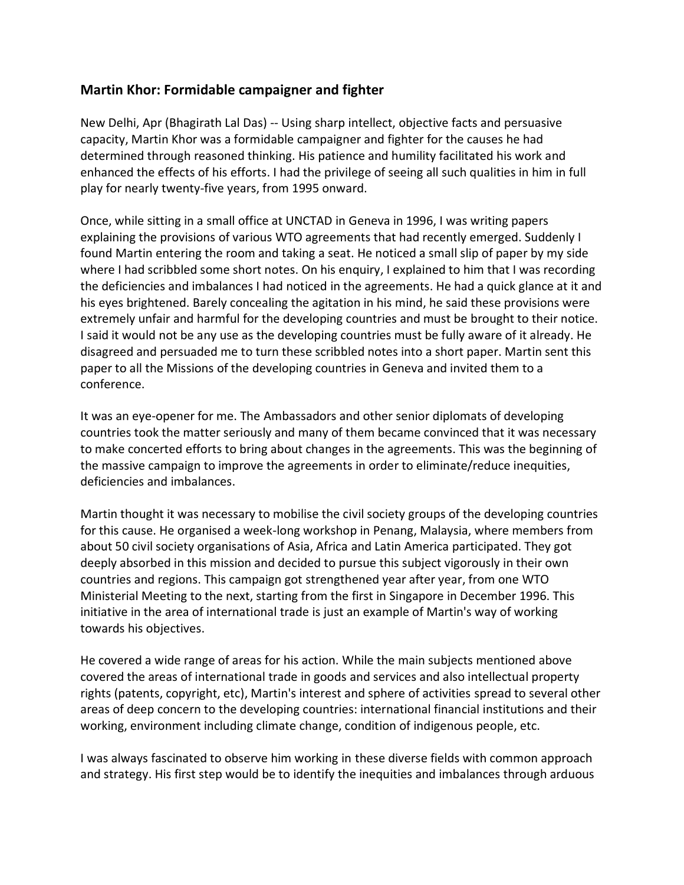## Martin Khor: Formidable campaigner and fighter

New Delhi, Apr (Bhagirath Lal Das) -- Using sharp intellect, objective facts and persuasive capacity, Martin Khor was a formidable campaigner and fighter for the causes he had determined through reasoned thinking. His patience and humility facilitated his work and enhanced the effects of his efforts. I had the privilege of seeing all such qualities in him in full play for nearly twenty-five years, from 1995 onward.

Once, while sitting in a small office at UNCTAD in Geneva in 1996, I was writing papers explaining the provisions of various WTO agreements that had recently emerged. Suddenly I found Martin entering the room and taking a seat. He noticed a small slip of paper by my side where I had scribbled some short notes. On his enquiry, I explained to him that I was recording the deficiencies and imbalances I had noticed in the agreements. He had a quick glance at it and his eyes brightened. Barely concealing the agitation in his mind, he said these provisions were extremely unfair and harmful for the developing countries and must be brought to their notice. I said it would not be any use as the developing countries must be fully aware of it already. He disagreed and persuaded me to turn these scribbled notes into a short paper. Martin sent this paper to all the Missions of the developing countries in Geneva and invited them to a conference.

It was an eye-opener for me. The Ambassadors and other senior diplomats of developing countries took the matter seriously and many of them became convinced that it was necessary to make concerted efforts to bring about changes in the agreements. This was the beginning of the massive campaign to improve the agreements in order to eliminate/reduce inequities, deficiencies and imbalances.

Martin thought it was necessary to mobilise the civil society groups of the developing countries for this cause. He organised a week-long workshop in Penang, Malaysia, where members from about 50 civil society organisations of Asia, Africa and Latin America participated. They got deeply absorbed in this mission and decided to pursue this subject vigorously in their own countries and regions. This campaign got strengthened year after year, from one WTO Ministerial Meeting to the next, starting from the first in Singapore in December 1996. This initiative in the area of international trade is just an example of Martin's way of working towards his objectives.

He covered a wide range of areas for his action. While the main subjects mentioned above covered the areas of international trade in goods and services and also intellectual property rights (patents, copyright, etc), Martin's interest and sphere of activities spread to several other areas of deep concern to the developing countries: international financial institutions and their working, environment including climate change, condition of indigenous people, etc.

I was always fascinated to observe him working in these diverse fields with common approach and strategy. His first step would be to identify the inequities and imbalances through arduous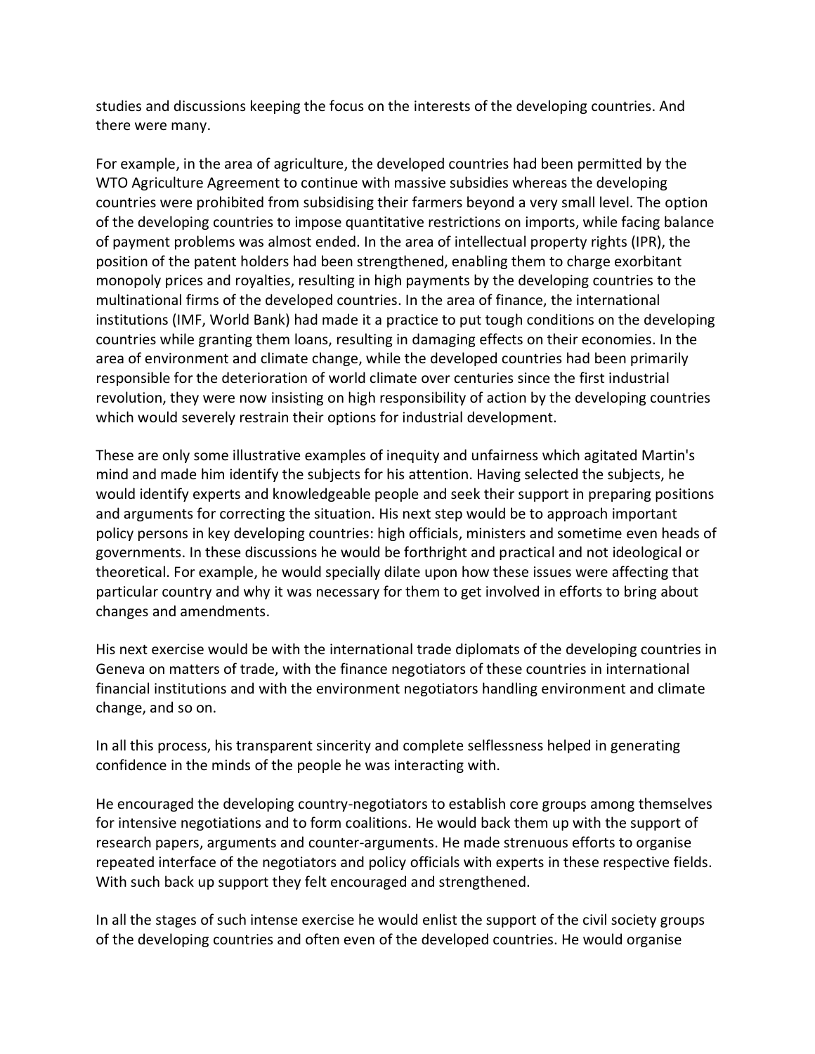studies and discussions keeping the focus on the interests of the developing countries. And there were many.

For example, in the area of agriculture, the developed countries had been permitted by the WTO Agriculture Agreement to continue with massive subsidies whereas the developing countries were prohibited from subsidising their farmers beyond a very small level. The option of the developing countries to impose quantitative restrictions on imports, while facing balance of payment problems was almost ended. In the area of intellectual property rights (IPR), the position of the patent holders had been strengthened, enabling them to charge exorbitant monopoly prices and royalties, resulting in high payments by the developing countries to the multinational firms of the developed countries. In the area of finance, the international institutions (IMF, World Bank) had made it a practice to put tough conditions on the developing countries while granting them loans, resulting in damaging effects on their economies. In the area of environment and climate change, while the developed countries had been primarily responsible for the deterioration of world climate over centuries since the first industrial revolution, they were now insisting on high responsibility of action by the developing countries which would severely restrain their options for industrial development.

These are only some illustrative examples of inequity and unfairness which agitated Martin's mind and made him identify the subjects for his attention. Having selected the subjects, he would identify experts and knowledgeable people and seek their support in preparing positions and arguments for correcting the situation. His next step would be to approach important policy persons in key developing countries: high officials, ministers and sometime even heads of governments. In these discussions he would be forthright and practical and not ideological or theoretical. For example, he would specially dilate upon how these issues were affecting that particular country and why it was necessary for them to get involved in efforts to bring about changes and amendments.

His next exercise would be with the international trade diplomats of the developing countries in Geneva on matters of trade, with the finance negotiators of these countries in international financial institutions and with the environment negotiators handling environment and climate change, and so on.

In all this process, his transparent sincerity and complete selflessness helped in generating confidence in the minds of the people he was interacting with.

He encouraged the developing country-negotiators to establish core groups among themselves for intensive negotiations and to form coalitions. He would back them up with the support of research papers, arguments and counter-arguments. He made strenuous efforts to organise repeated interface of the negotiators and policy officials with experts in these respective fields. With such back up support they felt encouraged and strengthened.

In all the stages of such intense exercise he would enlist the support of the civil society groups of the developing countries and often even of the developed countries. He would organise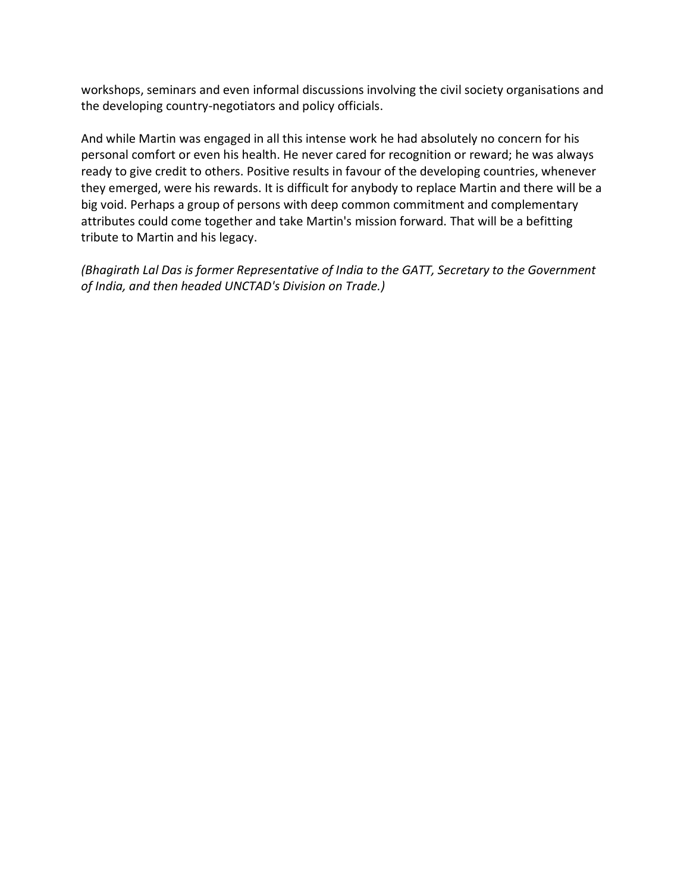workshops, seminars and even informal discussions involving the civil society organisations and the developing country-negotiators and policy officials.

And while Martin was engaged in all this intense work he had absolutely no concern for his personal comfort or even his health. He never cared for recognition or reward; he was always ready to give credit to others. Positive results in favour of the developing countries, whenever they emerged, were his rewards. It is difficult for anybody to replace Martin and there will be a big void. Perhaps a group of persons with deep common commitment and complementary attributes could come together and take Martin's mission forward. That will be a befitting tribute to Martin and his legacy.

*(Bhagirath Lal Das is former Representative of India to the GATT, Secretary to the Government of India, and then headed UNCTAD's Division on Trade.)*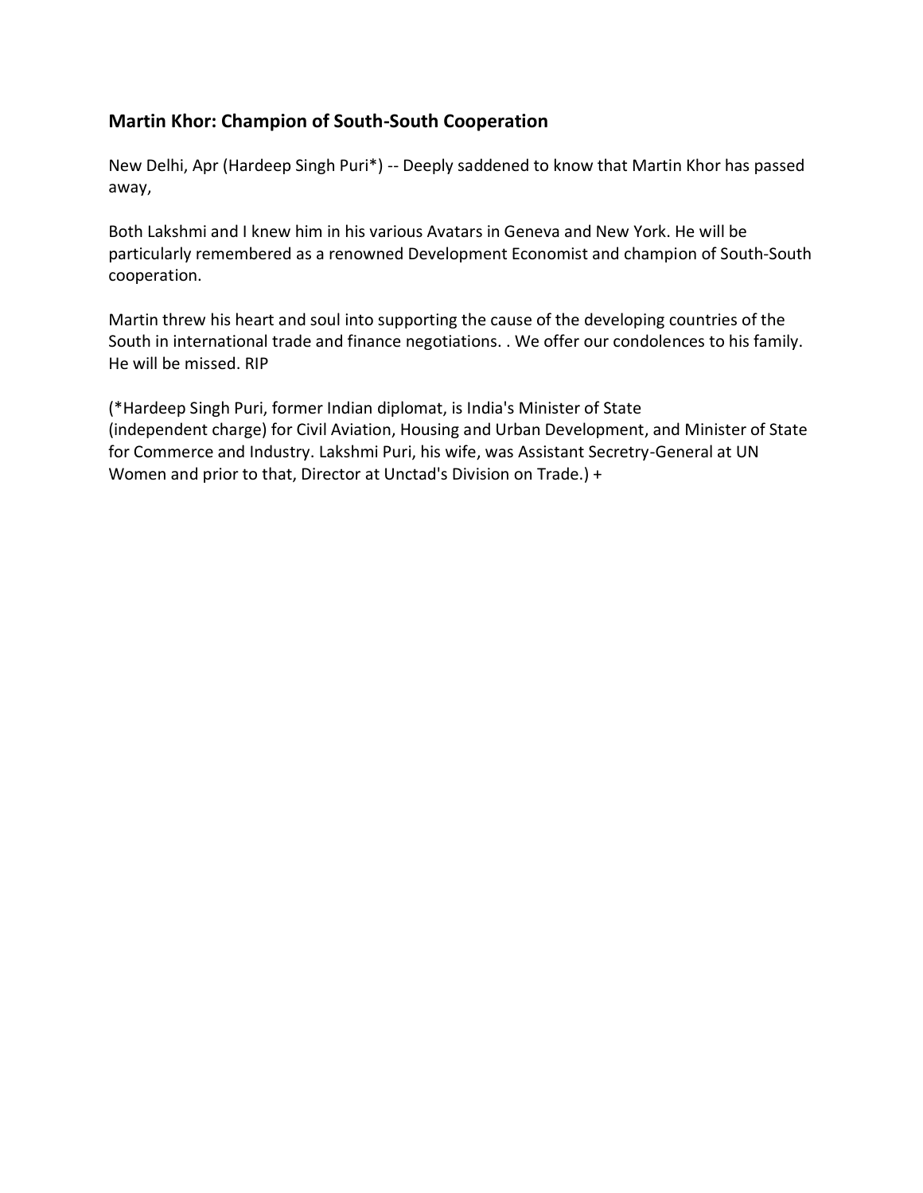### Martin Khor: Champion of South-South Cooperation

New Delhi, Apr (Hardeep Singh Puri*) -- Deeply saddened to know that Martin Khor has passed away,

Both Lakshmi and I knew him in his various Avatars in Geneva and New York. He will be particularly remembered as a renowned Development Economist and champion of South-South cooperation.

Martin threw his heart and soul into supporting the cause of the developing countries of the South in international trade and finance negotiations. . We offer our condolences to his family. He will be missed. RIP

(*Hardeep Singh Puri, former Indian diplomat, is India's Minister of State (independent charge) for Civil Aviation, Housing and Urban Development, and Minister of State for Commerce and Industry. Lakshmi Puri, his wife, was Assistant Secretry-General at UN Women and prior to that, Director at Unctad's Division on Trade.) +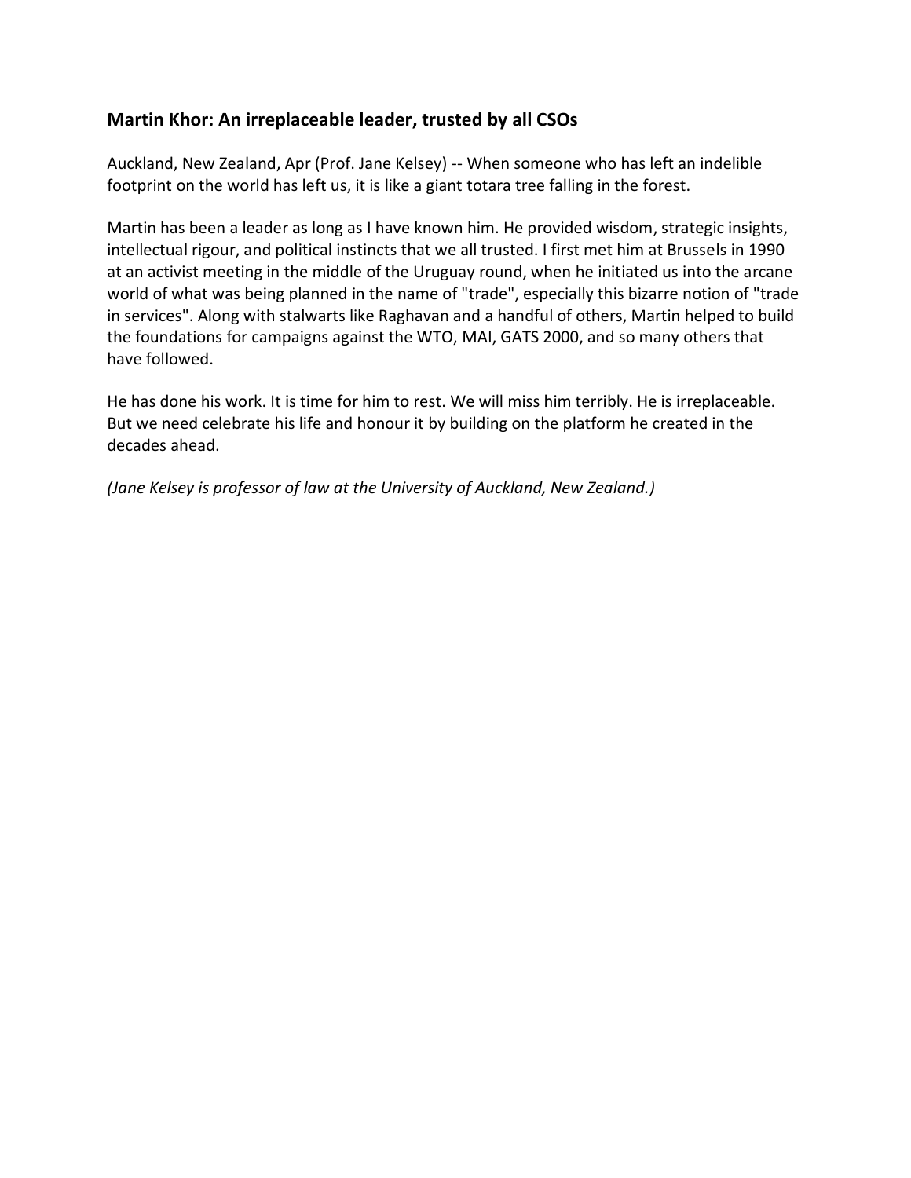## Martin Khor: An irreplaceable leader, trusted by all CSOs

Auckland, New Zealand, Apr (Prof. Jane Kelsey) -- When someone who has left an indelible footprint on the world has left us, it is like a giant totara tree falling in the forest.

Martin has been a leader as long as I have known him. He provided wisdom, strategic insights, intellectual rigour, and political instincts that we all trusted. I first met him at Brussels in 1990 at an activist meeting in the middle of the Uruguay round, when he initiated us into the arcane world of what was being planned in the name of "trade", especially this bizarre notion of "trade in services". Along with stalwarts like Raghavan and a handful of others, Martin helped to build the foundations for campaigns against the WTO, MAI, GATS 2000, and so many others that have followed.

He has done his work. It is time for him to rest. We will miss him terribly. He is irreplaceable. But we need celebrate his life and honour it by building on the platform he created in the decades ahead.

*(Jane Kelsey is professor of law at the University of Auckland, New Zealand.)*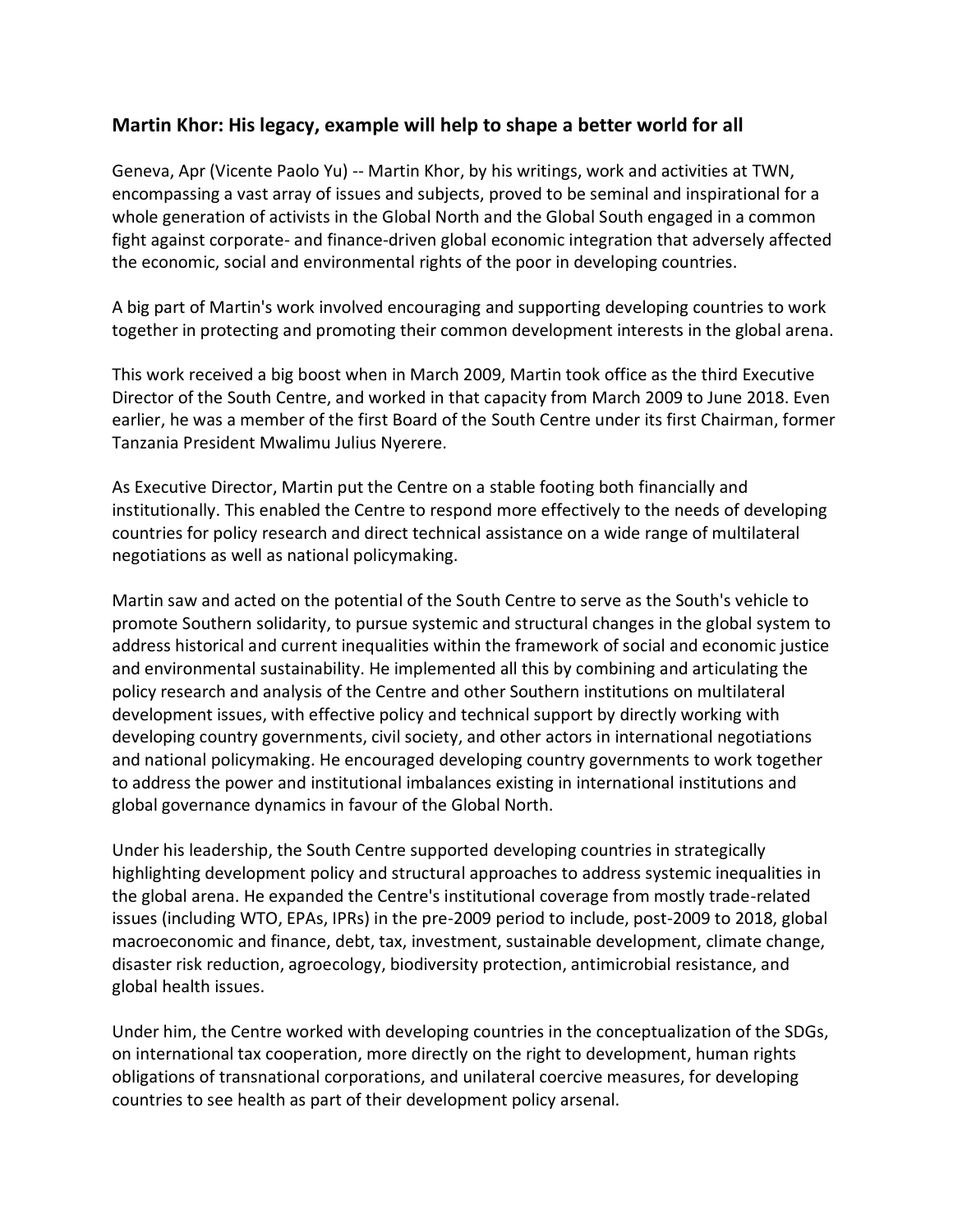## Martin Khor: His legacy, example will help to shape a better world for all

Geneva, Apr (Vicente Paolo Yu) -- Martin Khor, by his writings, work and activities at TWN, encompassing a vast array of issues and subjects, proved to be seminal and inspirational for a whole generation of activists in the Global North and the Global South engaged in a common fight against corporate- and finance-driven global economic integration that adversely affected the economic, social and environmental rights of the poor in developing countries.

A big part of Martin's work involved encouraging and supporting developing countries to work together in protecting and promoting their common development interests in the global arena.

This work received a big boost when in March 2009, Martin took office as the third Executive Director of the South Centre, and worked in that capacity from March 2009 to June 2018. Even earlier, he was a member of the first Board of the South Centre under its first Chairman, former Tanzania President Mwalimu Julius Nyerere.

As Executive Director, Martin put the Centre on a stable footing both financially and institutionally. This enabled the Centre to respond more effectively to the needs of developing countries for policy research and direct technical assistance on a wide range of multilateral negotiations as well as national policymaking.

Martin saw and acted on the potential of the South Centre to serve as the South's vehicle to promote Southern solidarity, to pursue systemic and structural changes in the global system to address historical and current inequalities within the framework of social and economic justice and environmental sustainability. He implemented all this by combining and articulating the policy research and analysis of the Centre and other Southern institutions on multilateral development issues, with effective policy and technical support by directly working with developing country governments, civil society, and other actors in international negotiations and national policymaking. He encouraged developing country governments to work together to address the power and institutional imbalances existing in international institutions and global governance dynamics in favour of the Global North.

Under his leadership, the South Centre supported developing countries in strategically highlighting development policy and structural approaches to address systemic inequalities in the global arena. He expanded the Centre's institutional coverage from mostly trade-related issues (including WTO, EPAs, IPRs) in the pre-2009 period to include, post-2009 to 2018, global macroeconomic and finance, debt, tax, investment, sustainable development, climate change, disaster risk reduction, agroecology, biodiversity protection, antimicrobial resistance, and global health issues.

Under him, the Centre worked with developing countries in the conceptualization of the SDGs, on international tax cooperation, more directly on the right to development, human rights obligations of transnational corporations, and unilateral coercive measures, for developing countries to see health as part of their development policy arsenal.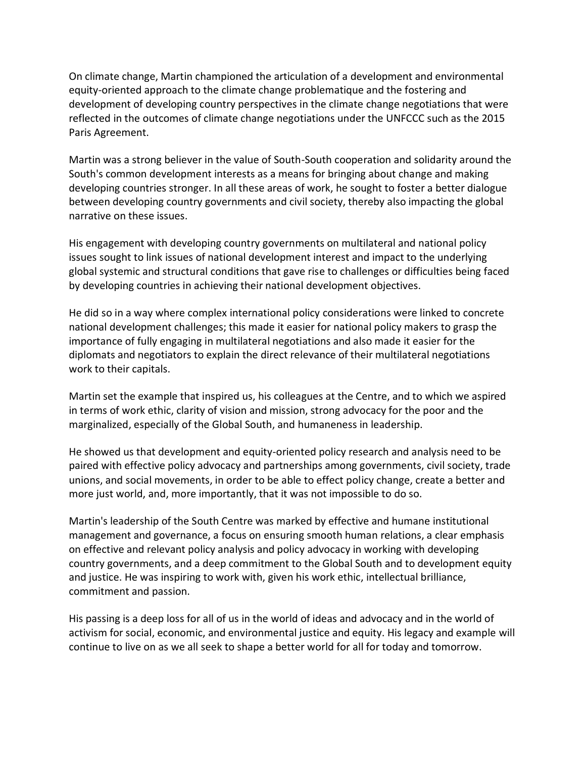On climate change, Martin championed the articulation of a development and environmental equity-oriented approach to the climate change problematique and the fostering and development of developing country perspectives in the climate change negotiations that were reflected in the outcomes of climate change negotiations under the UNFCCC such as the 2015 Paris Agreement.

Martin was a strong believer in the value of South-South cooperation and solidarity around the South's common development interests as a means for bringing about change and making developing countries stronger. In all these areas of work, he sought to foster a better dialogue between developing country governments and civil society, thereby also impacting the global narrative on these issues.

His engagement with developing country governments on multilateral and national policy issues sought to link issues of national development interest and impact to the underlying global systemic and structural conditions that gave rise to challenges or difficulties being faced by developing countries in achieving their national development objectives.

He did so in a way where complex international policy considerations were linked to concrete national development challenges; this made it easier for national policy makers to grasp the importance of fully engaging in multilateral negotiations and also made it easier for the diplomats and negotiators to explain the direct relevance of their multilateral negotiations work to their capitals.

Martin set the example that inspired us, his colleagues at the Centre, and to which we aspired in terms of work ethic, clarity of vision and mission, strong advocacy for the poor and the marginalized, especially of the Global South, and humaneness in leadership.

He showed us that development and equity-oriented policy research and analysis need to be paired with effective policy advocacy and partnerships among governments, civil society, trade unions, and social movements, in order to be able to effect policy change, create a better and more just world, and, more importantly, that it was not impossible to do so.

Martin's leadership of the South Centre was marked by effective and humane institutional management and governance, a focus on ensuring smooth human relations, a clear emphasis on effective and relevant policy analysis and policy advocacy in working with developing country governments, and a deep commitment to the Global South and to development equity and justice. He was inspiring to work with, given his work ethic, intellectual brilliance, commitment and passion.

His passing is a deep loss for all of us in the world of ideas and advocacy and in the world of activism for social, economic, and environmental justice and equity. His legacy and example will continue to live on as we all seek to shape a better world for all for today and tomorrow.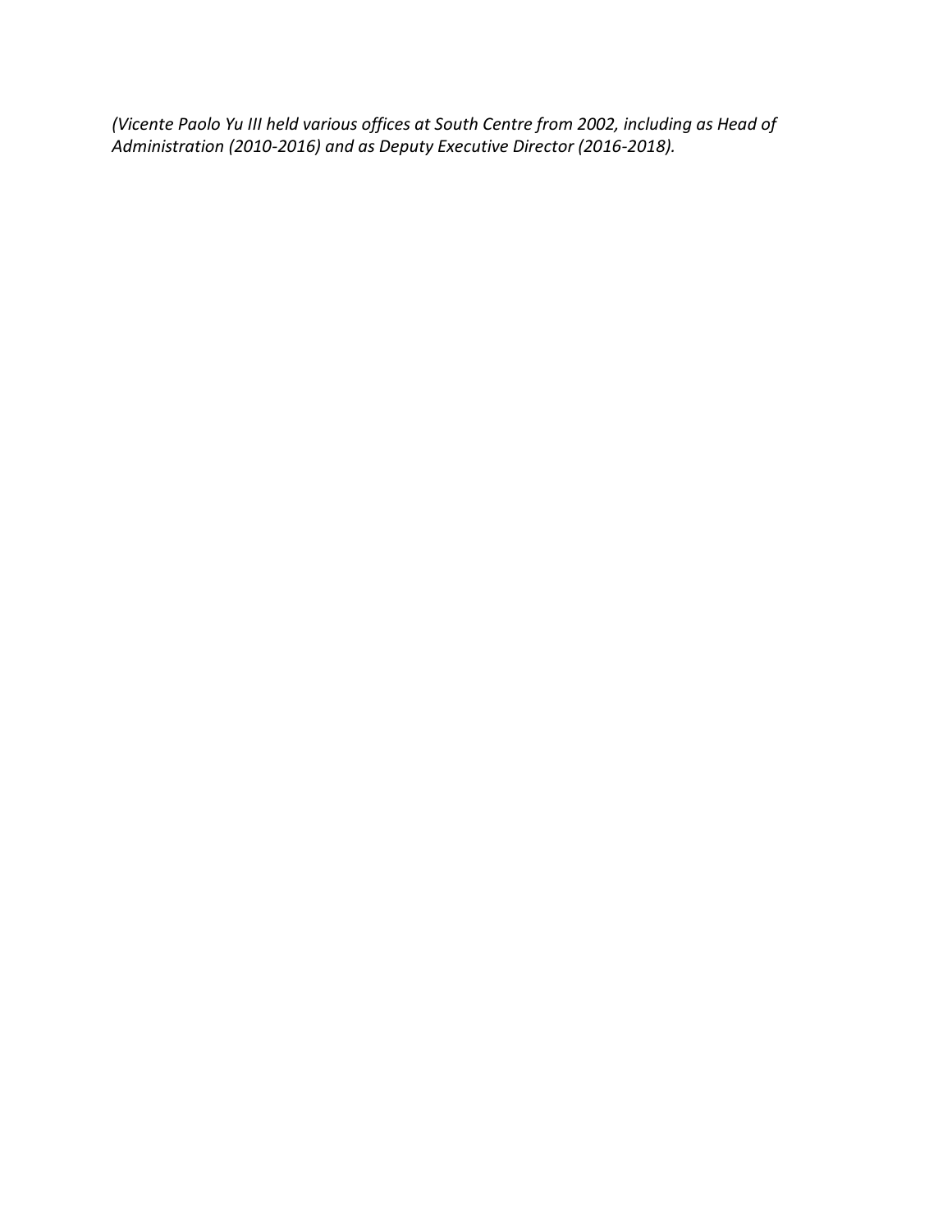*(Vicente Paolo Yu III held various offices at South Centre from 2002, including as Head of Administration (2010-2016) and as Deputy Executive Director (2016-2018).*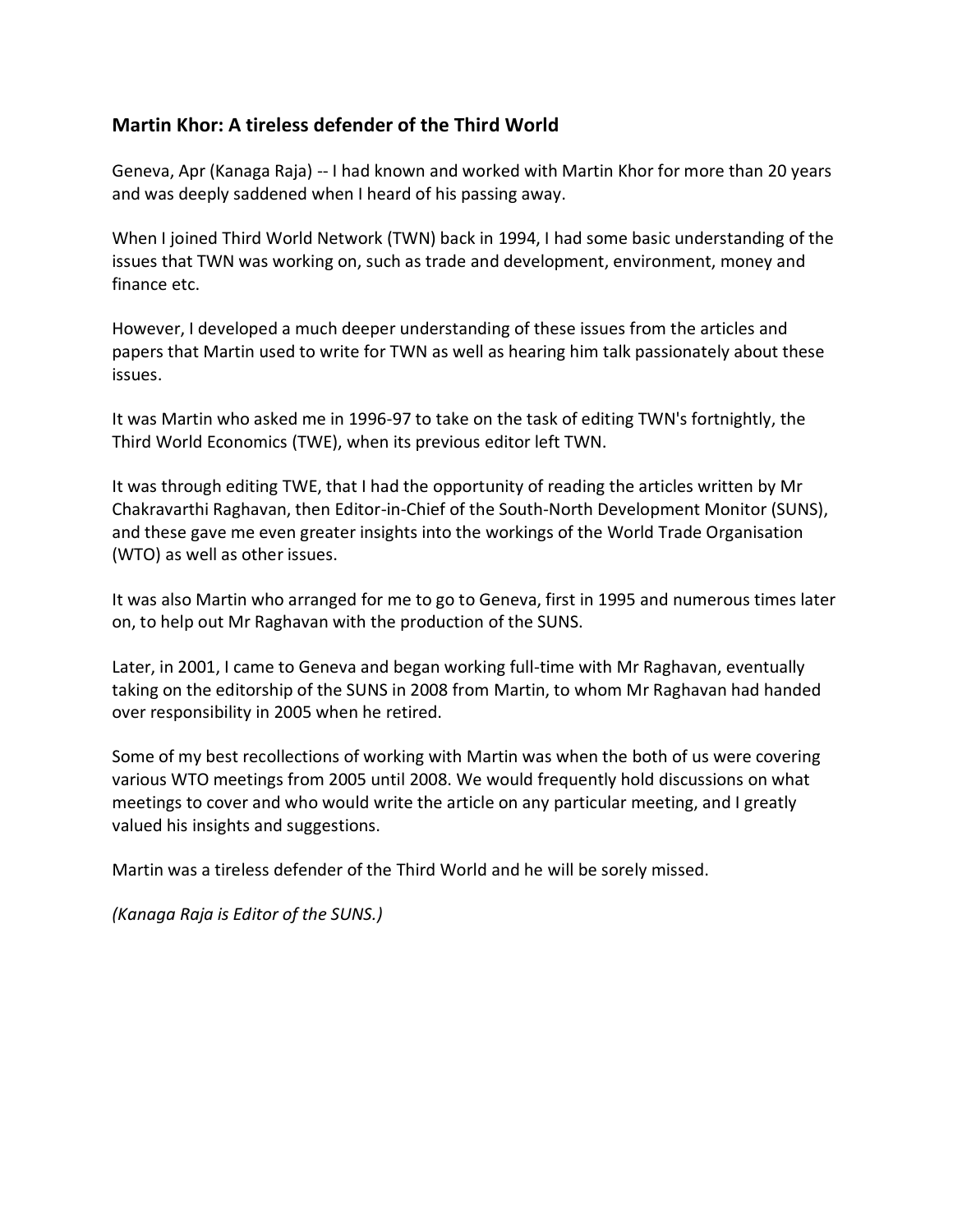## Martin Khor: A tireless defender of the Third World

Geneva, Apr (Kanaga Raja) -- I had known and worked with Martin Khor for more than 20 years and was deeply saddened when I heard of his passing away.

When I joined Third World Network (TWN) back in 1994, I had some basic understanding of the issues that TWN was working on, such as trade and development, environment, money and finance etc.

However, I developed a much deeper understanding of these issues from the articles and papers that Martin used to write for TWN as well as hearing him talk passionately about these issues.

It was Martin who asked me in 1996-97 to take on the task of editing TWN's fortnightly, the Third World Economics (TWE), when its previous editor left TWN.

It was through editing TWE, that I had the opportunity of reading the articles written by Mr Chakravarthi Raghavan, then Editor-in-Chief of the South-North Development Monitor (SUNS), and these gave me even greater insights into the workings of the World Trade Organisation (WTO) as well as other issues.

It was also Martin who arranged for me to go to Geneva, first in 1995 and numerous times later on, to help out Mr Raghavan with the production of the SUNS.

Later, in 2001, I came to Geneva and began working full-time with Mr Raghavan, eventually taking on the editorship of the SUNS in 2008 from Martin, to whom Mr Raghavan had handed over responsibility in 2005 when he retired.

Some of my best recollections of working with Martin was when the both of us were covering various WTO meetings from 2005 until 2008. We would frequently hold discussions on what meetings to cover and who would write the article on any particular meeting, and I greatly valued his insights and suggestions.

Martin was a tireless defender of the Third World and he will be sorely missed.

*(Kanaga Raja is Editor of the SUNS.)*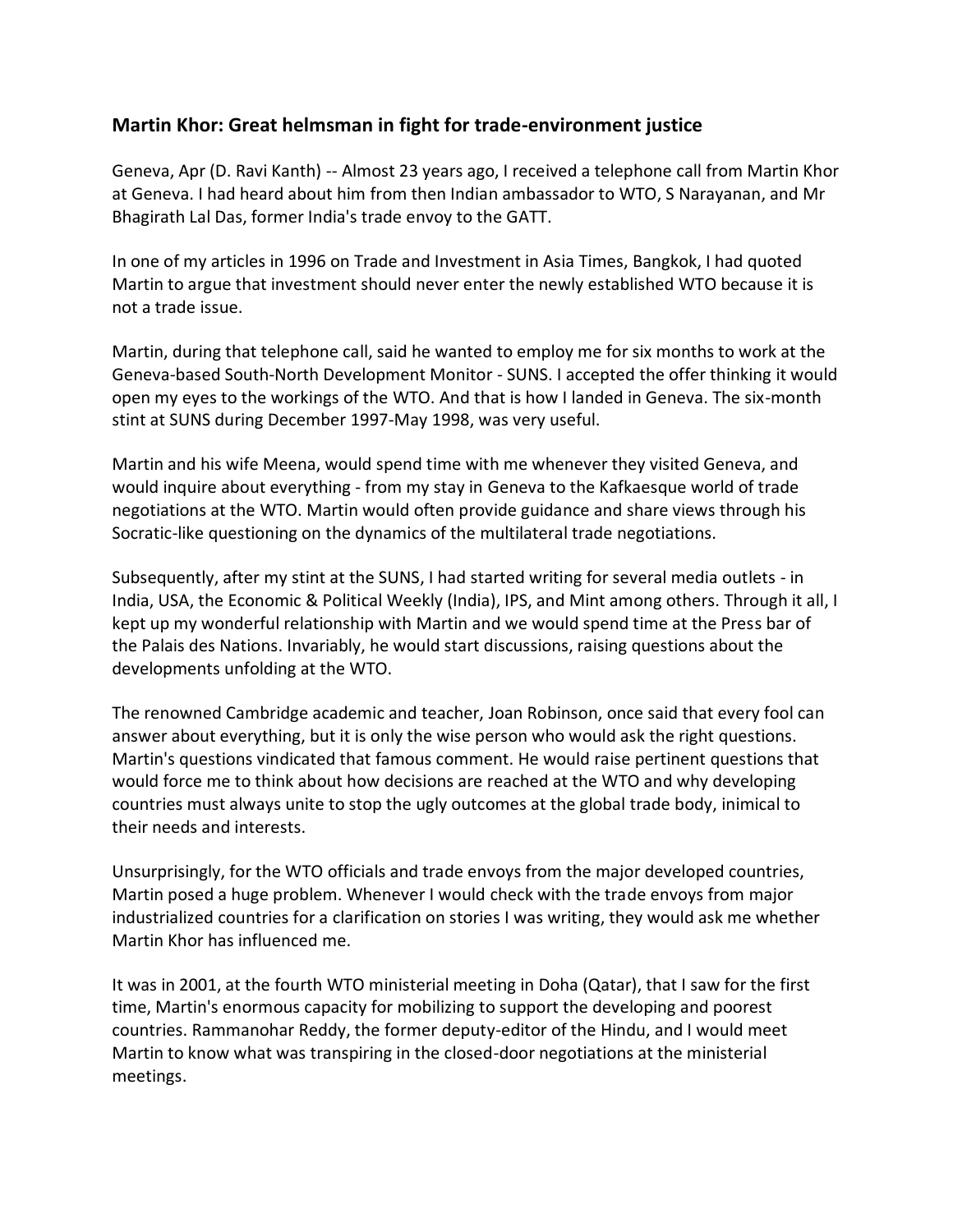## Martin Khor: Great helmsman in fight for trade-environment justice

Geneva, Apr (D. Ravi Kanth) -- Almost 23 years ago, I received a telephone call from Martin Khor at Geneva. I had heard about him from then Indian ambassador to WTO, S Narayanan, and Mr Bhagirath Lal Das, former India's trade envoy to the GATT.

In one of my articles in 1996 on Trade and Investment in Asia Times, Bangkok, I had quoted Martin to argue that investment should never enter the newly established WTO because it is not a trade issue.

Martin, during that telephone call, said he wanted to employ me for six months to work at the Geneva-based South-North Development Monitor - SUNS. I accepted the offer thinking it would open my eyes to the workings of the WTO. And that is how I landed in Geneva. The six-month stint at SUNS during December 1997-May 1998, was very useful.

Martin and his wife Meena, would spend time with me whenever they visited Geneva, and would inquire about everything - from my stay in Geneva to the Kafkaesque world of trade negotiations at the WTO. Martin would often provide guidance and share views through his Socratic-like questioning on the dynamics of the multilateral trade negotiations.

Subsequently, after my stint at the SUNS, I had started writing for several media outlets - in India, USA, the Economic & Political Weekly (India), IPS, and Mint among others. Through it all, I kept up my wonderful relationship with Martin and we would spend time at the Press bar of the Palais des Nations. Invariably, he would start discussions, raising questions about the developments unfolding at the WTO.

The renowned Cambridge academic and teacher, Joan Robinson, once said that every fool can answer about everything, but it is only the wise person who would ask the right questions. Martin's questions vindicated that famous comment. He would raise pertinent questions that would force me to think about how decisions are reached at the WTO and why developing countries must always unite to stop the ugly outcomes at the global trade body, inimical to their needs and interests.

Unsurprisingly, for the WTO officials and trade envoys from the major developed countries, Martin posed a huge problem. Whenever I would check with the trade envoys from major industrialized countries for a clarification on stories I was writing, they would ask me whether Martin Khor has influenced me.

It was in 2001, at the fourth WTO ministerial meeting in Doha (Qatar), that I saw for the first time, Martin's enormous capacity for mobilizing to support the developing and poorest countries. Rammanohar Reddy, the former deputy-editor of the Hindu, and I would meet Martin to know what was transpiring in the closed-door negotiations at the ministerial meetings.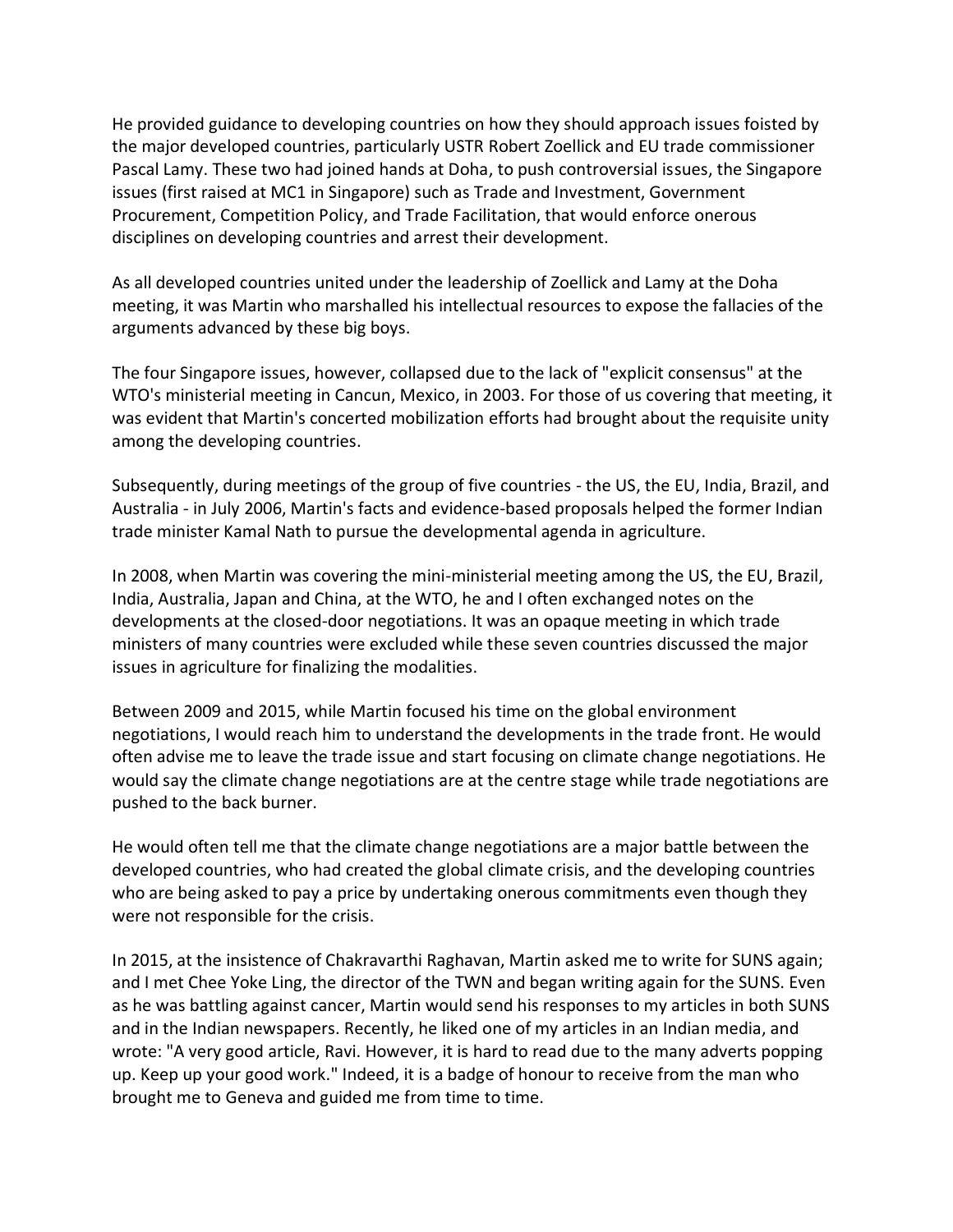He provided guidance to developing countries on how they should approach issues foisted by the major developed countries, particularly USTR Robert Zoellick and EU trade commissioner Pascal Lamy. These two had joined hands at Doha, to push controversial issues, the Singapore issues (first raised at MC1 in Singapore) such as Trade and Investment, Government Procurement, Competition Policy, and Trade Facilitation, that would enforce onerous disciplines on developing countries and arrest their development.

As all developed countries united under the leadership of Zoellick and Lamy at the Doha meeting, it was Martin who marshalled his intellectual resources to expose the fallacies of the arguments advanced by these big boys.

The four Singapore issues, however, collapsed due to the lack of "explicit consensus" at the WTO's ministerial meeting in Cancun, Mexico, in 2003. For those of us covering that meeting, it was evident that Martin's concerted mobilization efforts had brought about the requisite unity among the developing countries.

Subsequently, during meetings of the group of five countries - the US, the EU, India, Brazil, and Australia - in July 2006, Martin's facts and evidence-based proposals helped the former Indian trade minister Kamal Nath to pursue the developmental agenda in agriculture.

In 2008, when Martin was covering the mini-ministerial meeting among the US, the EU, Brazil, India, Australia, Japan and China, at the WTO, he and I often exchanged notes on the developments at the closed-door negotiations. It was an opaque meeting in which trade ministers of many countries were excluded while these seven countries discussed the major issues in agriculture for finalizing the modalities.

Between 2009 and 2015, while Martin focused his time on the global environment negotiations, I would reach him to understand the developments in the trade front. He would often advise me to leave the trade issue and start focusing on climate change negotiations. He would say the climate change negotiations are at the centre stage while trade negotiations are pushed to the back burner.

He would often tell me that the climate change negotiations are a major battle between the developed countries, who had created the global climate crisis, and the developing countries who are being asked to pay a price by undertaking onerous commitments even though they were not responsible for the crisis.

In 2015, at the insistence of Chakravarthi Raghavan, Martin asked me to write for SUNS again; and I met Chee Yoke Ling, the director of the TWN and began writing again for the SUNS. Even as he was battling against cancer, Martin would send his responses to my articles in both SUNS and in the Indian newspapers. Recently, he liked one of my articles in an Indian media, and wrote: "A very good article, Ravi. However, it is hard to read due to the many adverts popping up. Keep up your good work." Indeed, it is a badge of honour to receive from the man who brought me to Geneva and guided me from time to time.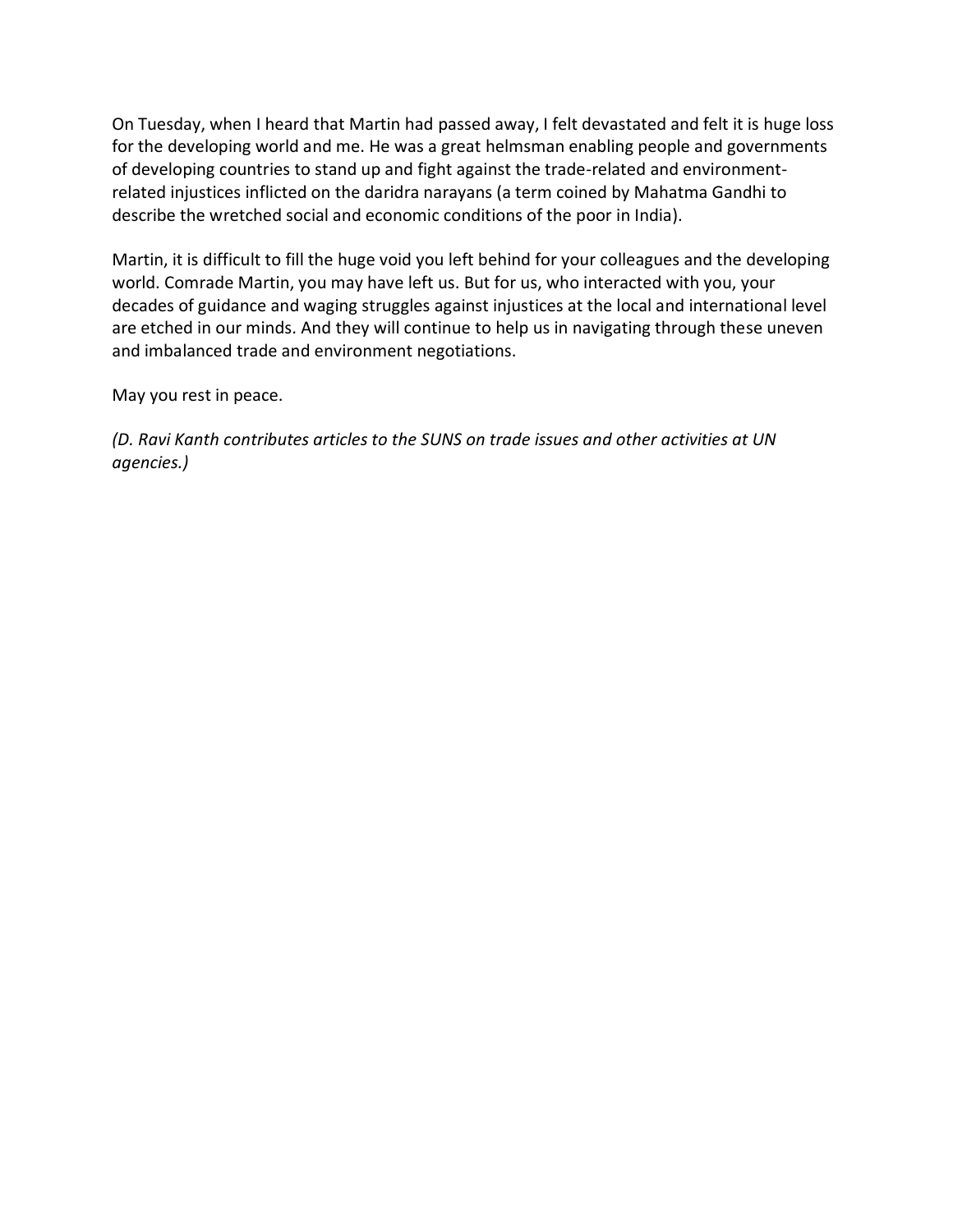On Tuesday, when I heard that Martin had passed away, I felt devastated and felt it is huge loss for the developing world and me. He was a great helmsman enabling people and governments of developing countries to stand up and fight against the trade-related and environment-related injustices inflicted on the daridra narayans (a term coined by Mahatma Gandhi to describe the wretched social and economic conditions of the poor in India).

Martin, it is difficult to fill the huge void you left behind for your colleagues and the developing world. Comrade Martin, you may have left us. But for us, who interacted with you, your decades of guidance and waging struggles against injustices at the local and international level are etched in our minds. And they will continue to help us in navigating through these uneven and imbalanced trade and environment negotiations.

May you rest in peace.

*(D. Ravi Kanth contributes articles to the SUNS on trade issues and other activities at UN agencies.)*